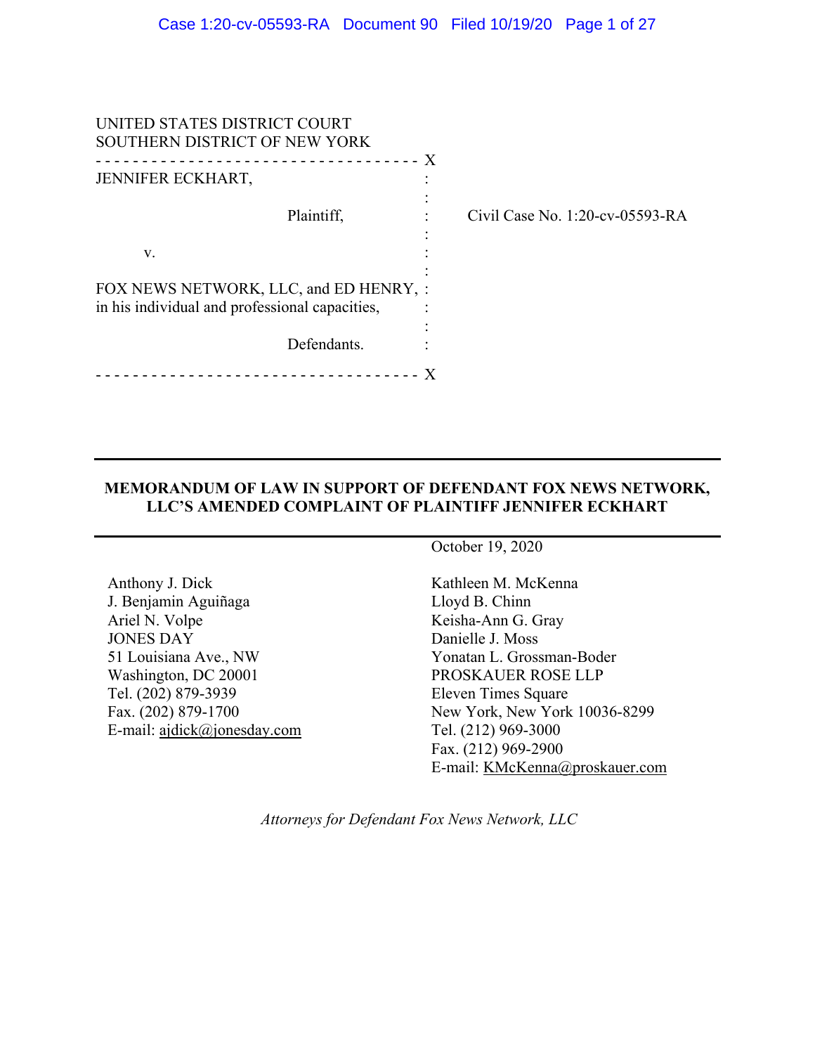UNITED STATES DISTRICT COURT
SOUTHERN DISTRICT OF NEW YORK

| | | |
|---|---|---|
| JENNIFER ECKHART,<br><br>Plaintiff,<br><br>v.<br><br>FOX NEWS NETWORK, LLC, and ED HENRY, in his individual and professional capacities,<br><br>Defendants. | : | Civil Case No. 1:20-cv-05593-RA |

---

**MEMORANDUM OF LAW IN SUPPORT OF DEFENDANT FOX NEWS NETWORK, LLC'S AMENDED COMPLAINT OF PLAINTIFF JENNIFER ECKHART**

---

October 19, 2020

Anthony J. Dick
J. Benjamin Aguiñaga
Ariel N. Volpe
JONES DAY
51 Louisiana Ave., NW
Washington, DC 20001
Tel. (202) 879-3939
Fax. (202) 879-1700
E-mail: ajdick@jonesday.com

Kathleen M. McKenna
Lloyd B. Chinn
Keisha-Ann G. Gray
Danielle J. Moss
Yonatan L. Grossman-Boder
PROSKAUER ROSE LLP
Eleven Times Square
New York, New York 10036-8299
Tel. (212) 969-3000
Fax. (212) 969-2900
E-mail: KMcKenna@proskauer.com

*Attorneys for Defendant Fox News Network, LLC*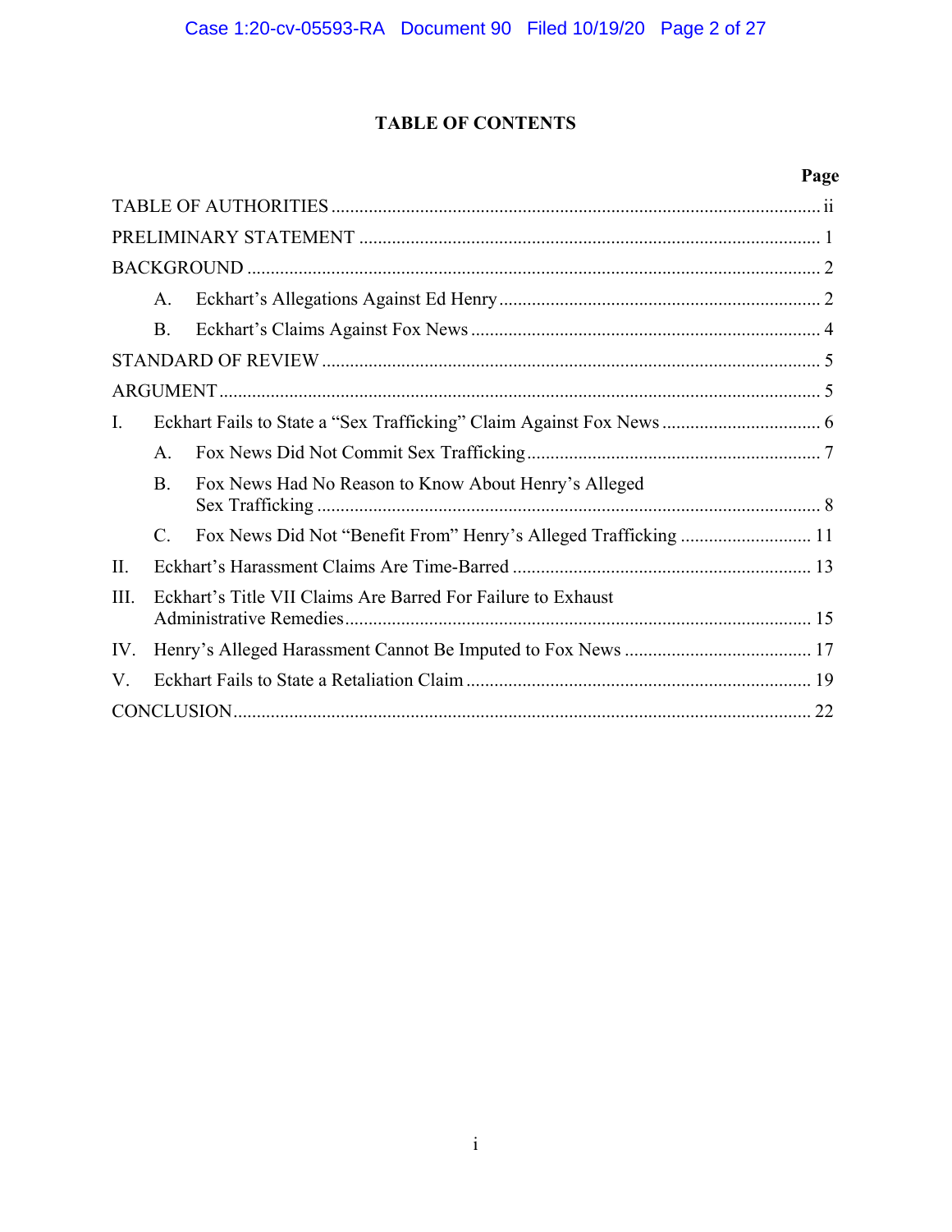# TABLE OF CONTENTS

| | Page |
|---|---|
| TABLE OF AUTHORITIES | ii |
| PRELIMINARY STATEMENT | 1 |
| BACKGROUND | 2 |
| A. Eckhart's Allegations Against Ed Henry | 2 |
| B. Eckhart's Claims Against Fox News | 4 |
| STANDARD OF REVIEW | 5 |
| ARGUMENT | 5 |
| I. Eckhart Fails to State a "Sex Trafficking" Claim Against Fox News | 6 |
| A. Fox News Did Not Commit Sex Trafficking | 7 |
| B. Fox News Had No Reason to Know About Henry's Alleged Sex Trafficking | 8 |
| C. Fox News Did Not "Benefit From" Henry's Alleged Trafficking | 11 |
| II. Eckhart's Harassment Claims Are Time-Barred | 13 |
| III. Eckhart's Title VII Claims Are Barred For Failure to Exhaust Administrative Remedies | 15 |
| IV. Henry's Alleged Harassment Cannot Be Imputed to Fox News | 17 |
| V. Eckhart Fails to State a Retaliation Claim | 19 |
| CONCLUSION | 22 |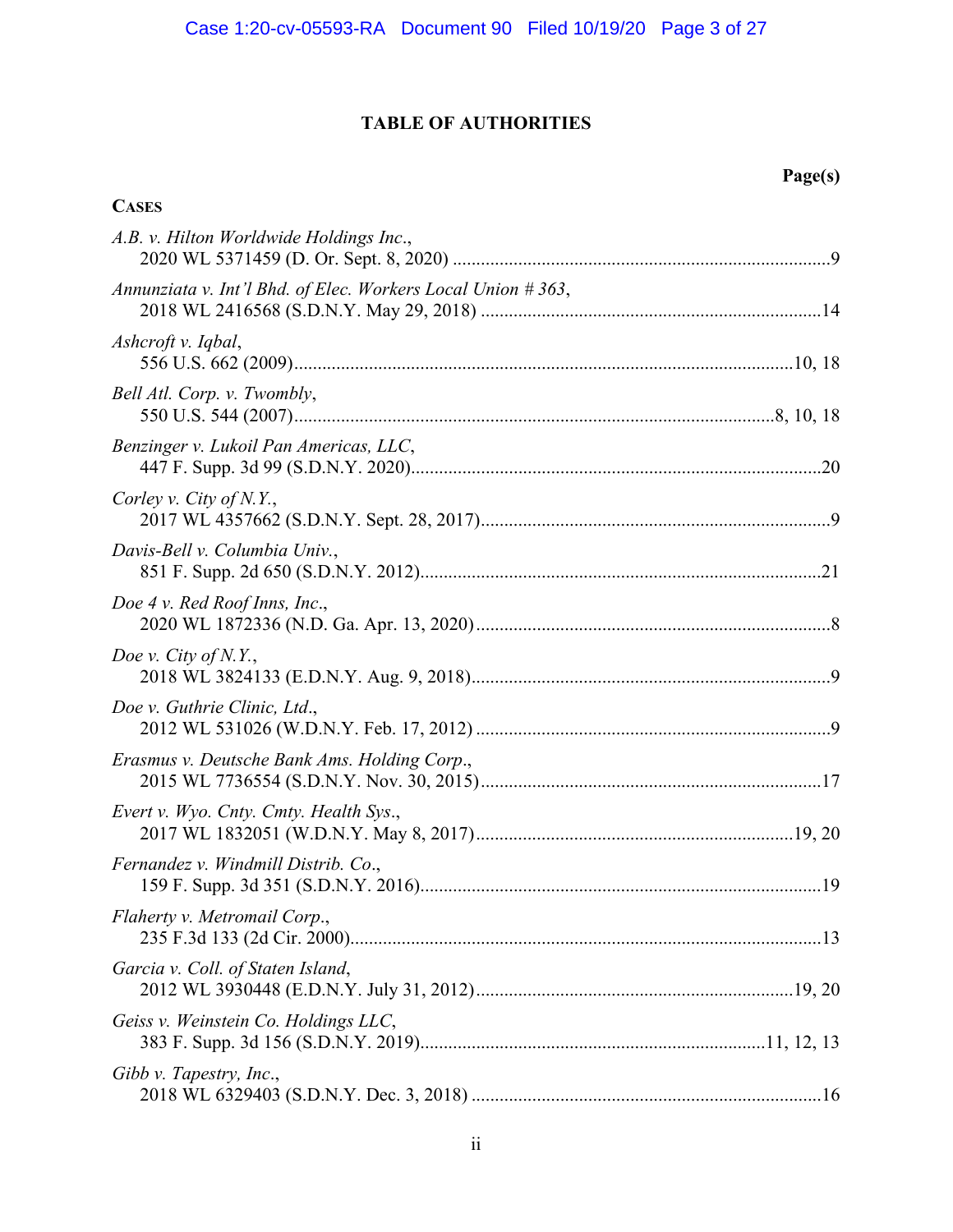# TABLE OF AUTHORITIES

**Page(s)**

**CASES**

*A.B. v. Hilton Worldwide Holdings Inc.*,
2020 WL 5371459 (D. Or. Sept. 8, 2020) ....................................................................................9

*Annunziata v. Int'l Bhd. of Elec. Workers Local Union # 363*,
2018 WL 2416568 (S.D.N.Y. May 29, 2018) ............................................................................14

*Ashcroft v. Iqbal*,
556 U.S. 662 (2009)...........................................................................................................10, 18

*Bell Atl. Corp. v. Twombly*,
550 U.S. 544 (2007).......................................................................................................8, 10, 18

*Benzinger v. Lukoil Pan Americas, LLC*,
447 F. Supp. 3d 99 (S.D.N.Y. 2020)..........................................................................................20

*Corley v. City of N.Y.*,
2017 WL 4357662 (S.D.N.Y. Sept. 28, 2017)..............................................................................9

*Davis-Bell v. Columbia Univ.*,
851 F. Supp. 2d 650 (S.D.N.Y. 2012)........................................................................................21

*Doe 4 v. Red Roof Inns, Inc.*,
2020 WL 1872336 (N.D. Ga. Apr. 13, 2020)...............................................................................8

*Doe v. City of N.Y.*,
2018 WL 3824133 (E.D.N.Y. Aug. 9, 2018)................................................................................9

*Doe v. Guthrie Clinic, Ltd.*,
2012 WL 531026 (W.D.N.Y. Feb. 17, 2012) ...............................................................................9

*Erasmus v. Deutsche Bank Ams. Holding Corp.*,
2015 WL 7736554 (S.D.N.Y. Nov. 30, 2015)............................................................................17

*Evert v. Wyo. Cnty. Cmty. Health Sys.*,
2017 WL 1832051 (W.D.N.Y. May 8, 2017).......................................................................19, 20

*Fernandez v. Windmill Distrib. Co.*,
159 F. Supp. 3d 351 (S.D.N.Y. 2016)........................................................................................19

*Flaherty v. Metromail Corp.*,
235 F.3d 133 (2d Cir. 2000).......................................................................................................13

*Garcia v. Coll. of Staten Island*,
2012 WL 3930448 (E.D.N.Y. July 31, 2012)......................................................................19, 20

*Geiss v. Weinstein Co. Holdings LLC*,
383 F. Supp. 3d 156 (S.D.N.Y. 2019)............................................................................11, 12, 13

*Gibb v. Tapestry, Inc.*,
2018 WL 6329403 (S.D.N.Y. Dec. 3, 2018) ..............................................................................16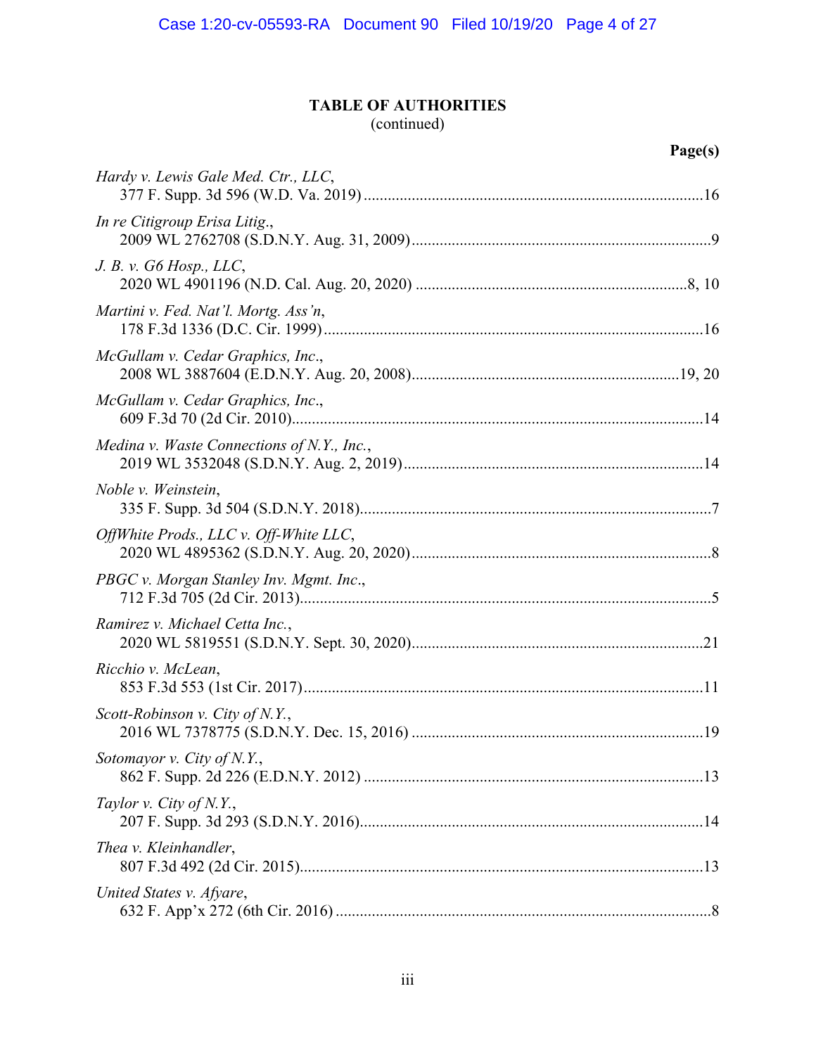## TABLE OF AUTHORITIES
(continued)

| | Page(s) |
|---|---|
| *Hardy v. Lewis Gale Med. Ctr., LLC*, 377 F. Supp. 3d 596 (W.D. Va. 2019) | 16 |
| *In re Citigroup Erisa Litig.*, 2009 WL 2762708 (S.D.N.Y. Aug. 31, 2009) | 9 |
| *J. B. v. G6 Hosp., LLC*, 2020 WL 4901196 (N.D. Cal. Aug. 20, 2020) | 8, 10 |
| *Martini v. Fed. Nat'l. Mortg. Ass'n*, 178 F.3d 1336 (D.C. Cir. 1999) | 16 |
| *McGullam v. Cedar Graphics, Inc*., 2008 WL 3887604 (E.D.N.Y. Aug. 20, 2008) | 19, 20 |
| *McGullam v. Cedar Graphics, Inc*., 609 F.3d 70 (2d Cir. 2010) | 14 |
| *Medina v. Waste Connections of N.Y., Inc.*, 2019 WL 3532048 (S.D.N.Y. Aug. 2, 2019) | 14 |
| *Noble v. Weinstein*, 335 F. Supp. 3d 504 (S.D.N.Y. 2018) | 7 |
| *OffWhite Prods., LLC v. Off-White LLC*, 2020 WL 4895362 (S.D.N.Y. Aug. 20, 2020) | 8 |
| *PBGC v. Morgan Stanley Inv. Mgmt. Inc*., 712 F.3d 705 (2d Cir. 2013) | 5 |
| *Ramirez v. Michael Cetta Inc.*, 2020 WL 5819551 (S.D.N.Y. Sept. 30, 2020) | 21 |
| *Ricchio v. McLean*, 853 F.3d 553 (1st Cir. 2017) | 11 |
| *Scott-Robinson v. City of N.Y.*, 2016 WL 7378775 (S.D.N.Y. Dec. 15, 2016) | 19 |
| *Sotomayor v. City of N.Y.*, 862 F. Supp. 2d 226 (E.D.N.Y. 2012) | 13 |
| *Taylor v. City of N.Y.*, 207 F. Supp. 3d 293 (S.D.N.Y. 2016) | 14 |
| *Thea v. Kleinhandler*, 807 F.3d 492 (2d Cir. 2015) | 13 |
| *United States v. Afyare*, 632 F. App'x 272 (6th Cir. 2016) | 8 |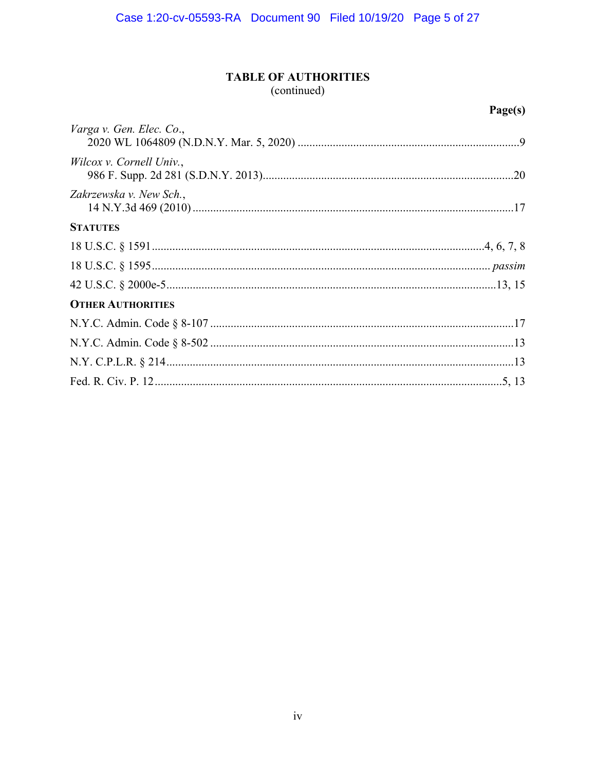# TABLE OF AUTHORITIES
(continued)

**Page(s)**

*Varga v. Gen. Elec. Co.*,
2020 WL 1064809 (N.D.N.Y. Mar. 5, 2020) ....................................................................9

*Wilcox v. Cornell Univ.*,
986 F. Supp. 2d 281 (S.D.N.Y. 2013)..........................................................................20

*Zakrzewska v. New Sch.*,
14 N.Y.3d 469 (2010) ...................................................................................................17

**STATUTES**

18 U.S.C. § 1591 ...................................................................................................4, 6, 7, 8

18 U.S.C. § 1595 ........................................................................................................ *passim*

42 U.S.C. § 2000e-5....................................................................................................13, 15

**OTHER AUTHORITIES**

N.Y.C. Admin. Code § 8-107 .............................................................................................17

N.Y.C. Admin. Code § 8-502 .............................................................................................13

N.Y. C.P.L.R. § 214...........................................................................................................13

Fed. R. Civ. P. 12 ............................................................................................................5, 13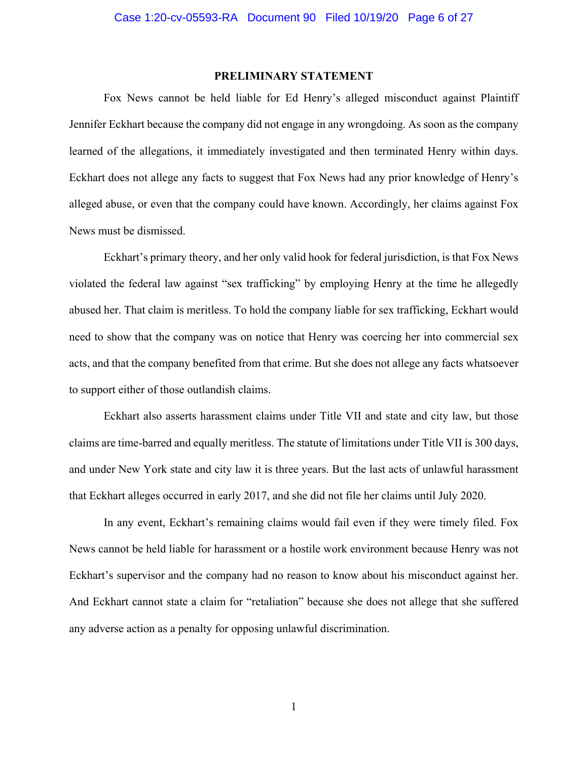## PRELIMINARY STATEMENT

Fox News cannot be held liable for Ed Henry's alleged misconduct against Plaintiff Jennifer Eckhart because the company did not engage in any wrongdoing. As soon as the company learned of the allegations, it immediately investigated and then terminated Henry within days. Eckhart does not allege any facts to suggest that Fox News had any prior knowledge of Henry's alleged abuse, or even that the company could have known. Accordingly, her claims against Fox News must be dismissed.

Eckhart's primary theory, and her only valid hook for federal jurisdiction, is that Fox News violated the federal law against "sex trafficking" by employing Henry at the time he allegedly abused her. That claim is meritless. To hold the company liable for sex trafficking, Eckhart would need to show that the company was on notice that Henry was coercing her into commercial sex acts, and that the company benefited from that crime. But she does not allege any facts whatsoever to support either of those outlandish claims.

Eckhart also asserts harassment claims under Title VII and state and city law, but those claims are time-barred and equally meritless. The statute of limitations under Title VII is 300 days, and under New York state and city law it is three years. But the last acts of unlawful harassment that Eckhart alleges occurred in early 2017, and she did not file her claims until July 2020.

In any event, Eckhart's remaining claims would fail even if they were timely filed. Fox News cannot be held liable for harassment or a hostile work environment because Henry was not Eckhart's supervisor and the company had no reason to know about his misconduct against her. And Eckhart cannot state a claim for "retaliation" because she does not allege that she suffered any adverse action as a penalty for opposing unlawful discrimination.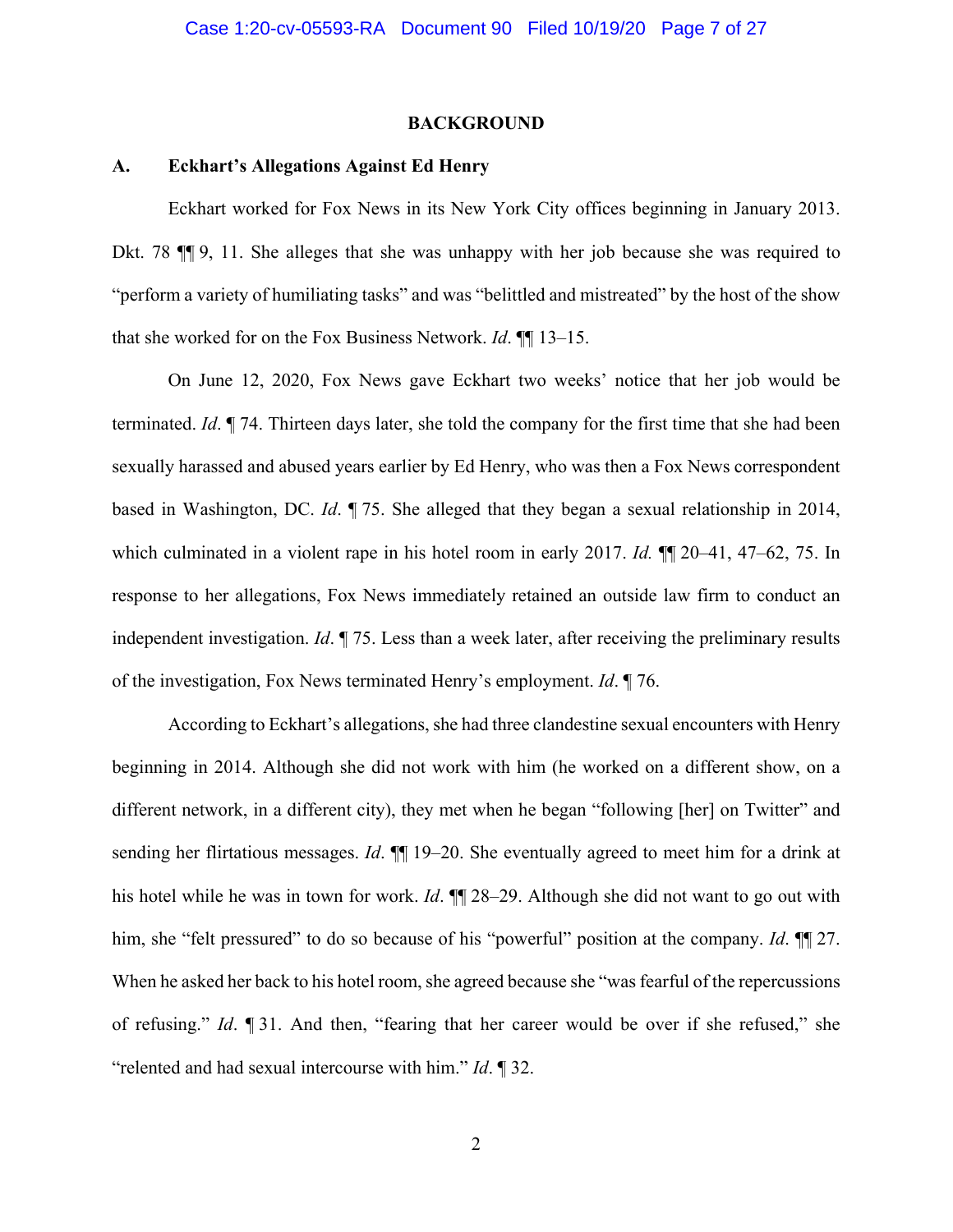## BACKGROUND

### A. Eckhart's Allegations Against Ed Henry

Eckhart worked for Fox News in its New York City offices beginning in January 2013. Dkt. 78 ¶¶ 9, 11. She alleges that she was unhappy with her job because she was required to "perform a variety of humiliating tasks" and was "belittled and mistreated" by the host of the show that she worked for on the Fox Business Network. *Id*. ¶¶ 13–15.

On June 12, 2020, Fox News gave Eckhart two weeks' notice that her job would be terminated. *Id*. ¶ 74. Thirteen days later, she told the company for the first time that she had been sexually harassed and abused years earlier by Ed Henry, who was then a Fox News correspondent based in Washington, DC. *Id*. ¶ 75. She alleged that they began a sexual relationship in 2014, which culminated in a violent rape in his hotel room in early 2017. *Id.* ¶¶ 20–41, 47–62, 75. In response to her allegations, Fox News immediately retained an outside law firm to conduct an independent investigation. *Id*. ¶ 75. Less than a week later, after receiving the preliminary results of the investigation, Fox News terminated Henry's employment. *Id*. ¶ 76.

According to Eckhart's allegations, she had three clandestine sexual encounters with Henry beginning in 2014. Although she did not work with him (he worked on a different show, on a different network, in a different city), they met when he began "following [her] on Twitter" and sending her flirtatious messages. *Id*. ¶¶ 19–20. She eventually agreed to meet him for a drink at his hotel while he was in town for work. *Id*. ¶¶ 28–29. Although she did not want to go out with him, she "felt pressured" to do so because of his "powerful" position at the company. *Id*. ¶¶ 27. When he asked her back to his hotel room, she agreed because she "was fearful of the repercussions of refusing." *Id*. ¶ 31. And then, "fearing that her career would be over if she refused," she "relented and had sexual intercourse with him." *Id*. ¶ 32.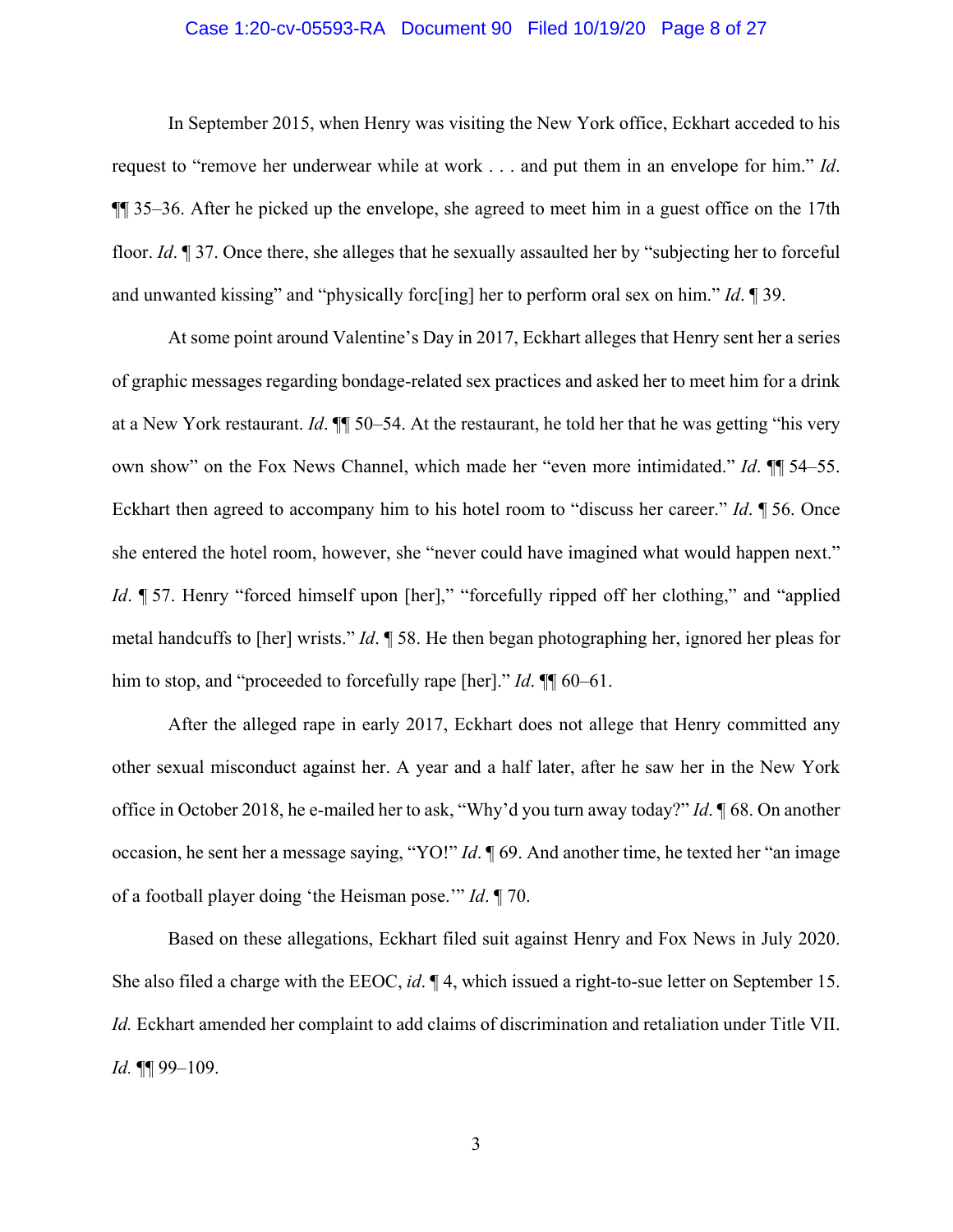In September 2015, when Henry was visiting the New York office, Eckhart acceded to his request to "remove her underwear while at work . . . and put them in an envelope for him." *Id*. ¶¶ 35–36. After he picked up the envelope, she agreed to meet him in a guest office on the 17th floor. *Id*. ¶ 37. Once there, she alleges that he sexually assaulted her by "subjecting her to forceful and unwanted kissing" and "physically forc[ing] her to perform oral sex on him." *Id*. ¶ 39.

At some point around Valentine's Day in 2017, Eckhart alleges that Henry sent her a series of graphic messages regarding bondage-related sex practices and asked her to meet him for a drink at a New York restaurant. *Id*. ¶¶ 50–54. At the restaurant, he told her that he was getting "his very own show" on the Fox News Channel, which made her "even more intimidated." *Id*. ¶¶ 54–55. Eckhart then agreed to accompany him to his hotel room to "discuss her career." *Id*. ¶ 56. Once she entered the hotel room, however, she "never could have imagined what would happen next." *Id*. ¶ 57. Henry "forced himself upon [her]," "forcefully ripped off her clothing," and "applied metal handcuffs to [her] wrists." *Id*. ¶ 58. He then began photographing her, ignored her pleas for him to stop, and "proceeded to forcefully rape [her]." *Id*. ¶¶ 60–61.

After the alleged rape in early 2017, Eckhart does not allege that Henry committed any other sexual misconduct against her. A year and a half later, after he saw her in the New York office in October 2018, he e-mailed her to ask, "Why'd you turn away today?" *Id*. ¶ 68. On another occasion, he sent her a message saying, "YO!" *Id*. ¶ 69. And another time, he texted her "an image of a football player doing 'the Heisman pose.'" *Id*. ¶ 70.

Based on these allegations, Eckhart filed suit against Henry and Fox News in July 2020. She also filed a charge with the EEOC, *id*. ¶ 4, which issued a right-to-sue letter on September 15. *Id.* Eckhart amended her complaint to add claims of discrimination and retaliation under Title VII. *Id.* ¶¶ 99–109.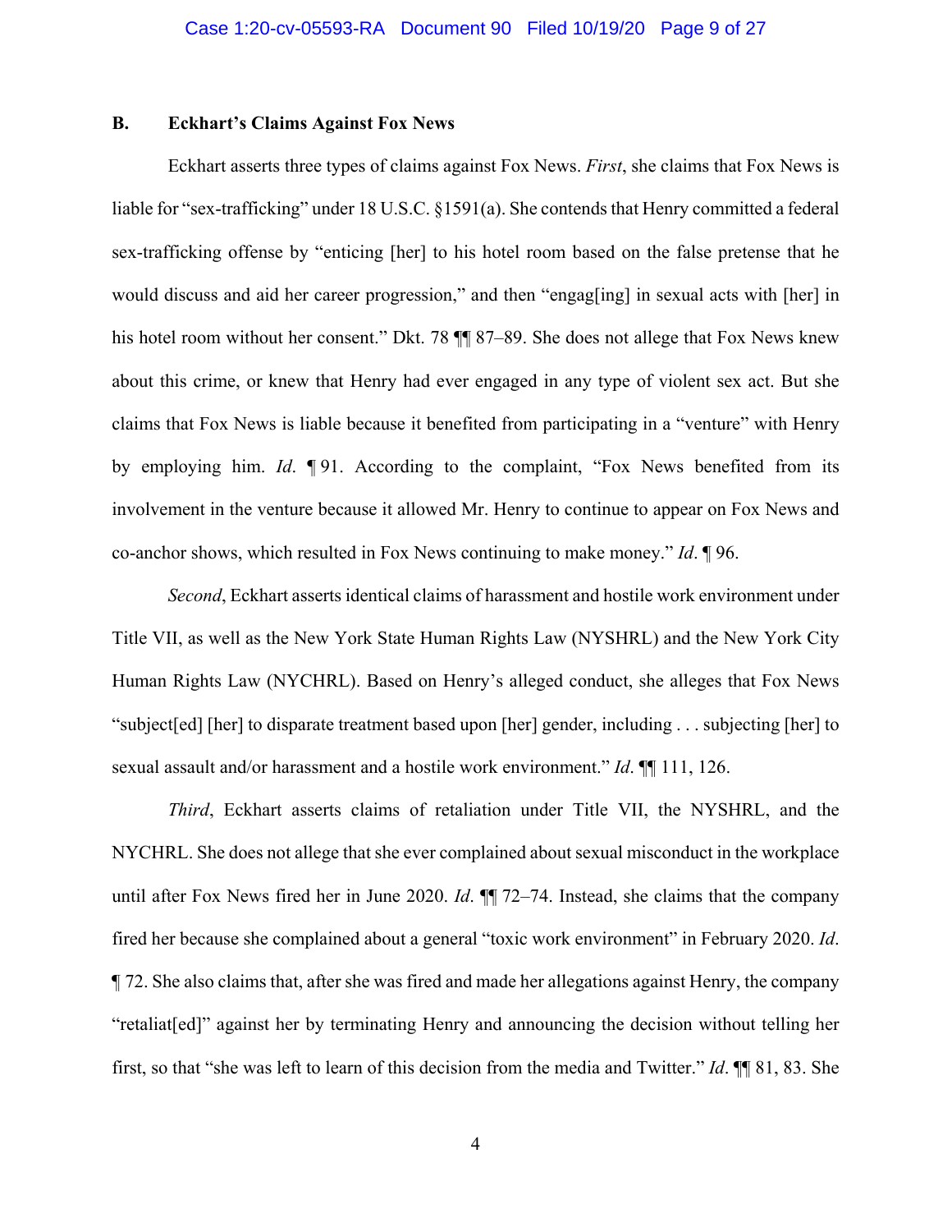### B. Eckhart's Claims Against Fox News

Eckhart asserts three types of claims against Fox News. *First*, she claims that Fox News is liable for "sex-trafficking" under 18 U.S.C. §1591(a). She contends that Henry committed a federal sex-trafficking offense by "enticing [her] to his hotel room based on the false pretense that he would discuss and aid her career progression," and then "engag[ing] in sexual acts with [her] in his hotel room without her consent." Dkt. 78 ¶¶ 87–89. She does not allege that Fox News knew about this crime, or knew that Henry had ever engaged in any type of violent sex act. But she claims that Fox News is liable because it benefited from participating in a "venture" with Henry by employing him. *Id*. ¶ 91. According to the complaint, "Fox News benefited from its involvement in the venture because it allowed Mr. Henry to continue to appear on Fox News and co-anchor shows, which resulted in Fox News continuing to make money." *Id*. ¶ 96.

*Second*, Eckhart asserts identical claims of harassment and hostile work environment under Title VII, as well as the New York State Human Rights Law (NYSHRL) and the New York City Human Rights Law (NYCHRL). Based on Henry's alleged conduct, she alleges that Fox News "subject[ed] [her] to disparate treatment based upon [her] gender, including . . . subjecting [her] to sexual assault and/or harassment and a hostile work environment." *Id*. ¶¶ 111, 126.

*Third*, Eckhart asserts claims of retaliation under Title VII, the NYSHRL, and the NYCHRL. She does not allege that she ever complained about sexual misconduct in the workplace until after Fox News fired her in June 2020. *Id*. ¶¶ 72–74. Instead, she claims that the company fired her because she complained about a general "toxic work environment" in February 2020. *Id*. ¶ 72. She also claims that, after she was fired and made her allegations against Henry, the company "retaliat[ed]" against her by terminating Henry and announcing the decision without telling her first, so that "she was left to learn of this decision from the media and Twitter." *Id*. ¶¶ 81, 83. She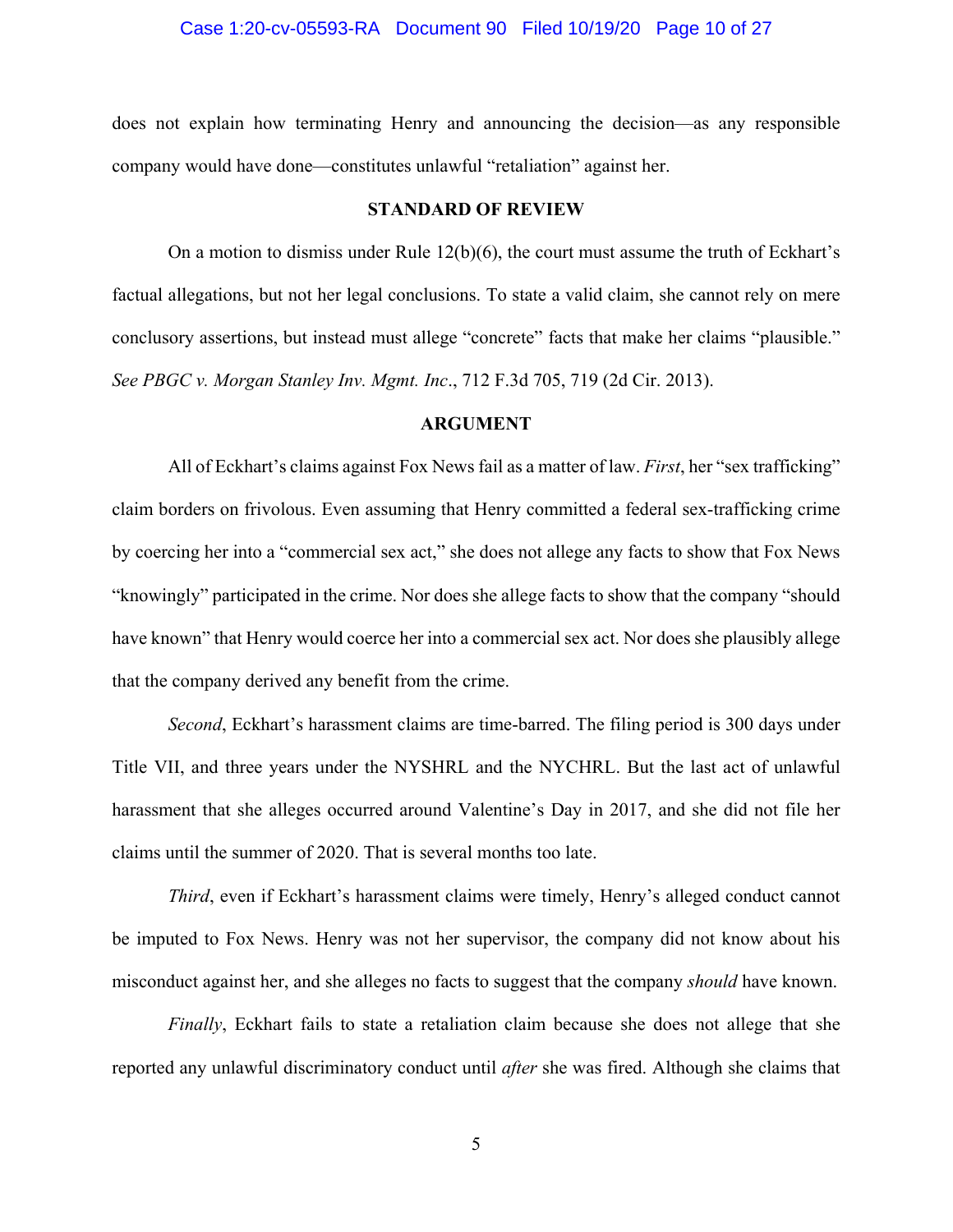does not explain how terminating Henry and announcing the decision—as any responsible company would have done—constitutes unlawful "retaliation" against her.

## STANDARD OF REVIEW

On a motion to dismiss under Rule 12(b)(6), the court must assume the truth of Eckhart's factual allegations, but not her legal conclusions. To state a valid claim, she cannot rely on mere conclusory assertions, but instead must allege "concrete" facts that make her claims "plausible." *See PBGC v. Morgan Stanley Inv. Mgmt. Inc*., 712 F.3d 705, 719 (2d Cir. 2013).

## ARGUMENT

All of Eckhart's claims against Fox News fail as a matter of law. *First*, her "sex trafficking" claim borders on frivolous. Even assuming that Henry committed a federal sex-trafficking crime by coercing her into a "commercial sex act," she does not allege any facts to show that Fox News "knowingly" participated in the crime. Nor does she allege facts to show that the company "should have known" that Henry would coerce her into a commercial sex act. Nor does she plausibly allege that the company derived any benefit from the crime.

*Second*, Eckhart's harassment claims are time-barred. The filing period is 300 days under Title VII, and three years under the NYSHRL and the NYCHRL. But the last act of unlawful harassment that she alleges occurred around Valentine's Day in 2017, and she did not file her claims until the summer of 2020. That is several months too late.

*Third*, even if Eckhart's harassment claims were timely, Henry's alleged conduct cannot be imputed to Fox News. Henry was not her supervisor, the company did not know about his misconduct against her, and she alleges no facts to suggest that the company *should* have known.

*Finally*, Eckhart fails to state a retaliation claim because she does not allege that she reported any unlawful discriminatory conduct until *after* she was fired. Although she claims that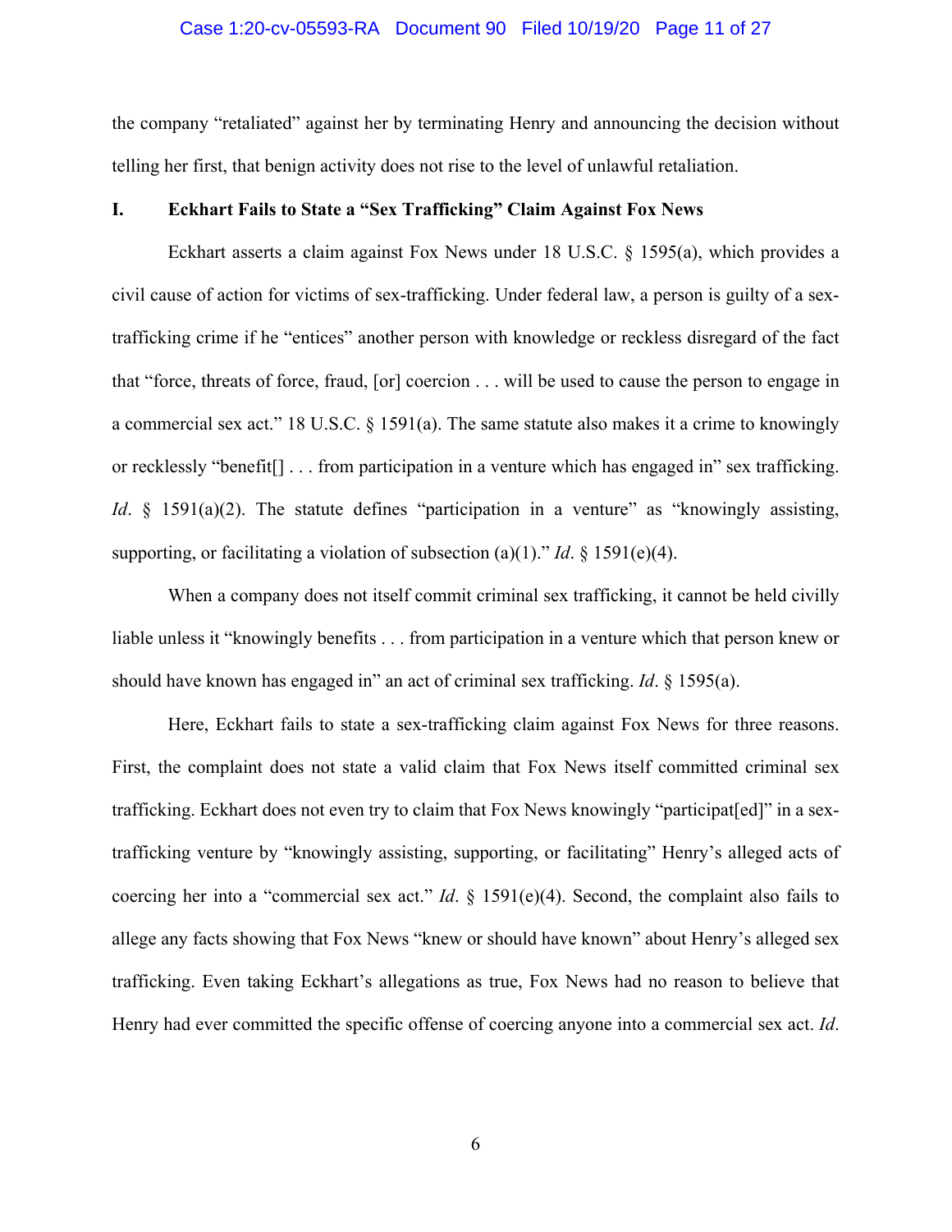the company "retaliated" against her by terminating Henry and announcing the decision without telling her first, that benign activity does not rise to the level of unlawful retaliation.

## I. Eckhart Fails to State a "Sex Trafficking" Claim Against Fox News

Eckhart asserts a claim against Fox News under 18 U.S.C. § 1595(a), which provides a civil cause of action for victims of sex-trafficking. Under federal law, a person is guilty of a sex-trafficking crime if he "entices" another person with knowledge or reckless disregard of the fact that "force, threats of force, fraud, [or] coercion . . . will be used to cause the person to engage in a commercial sex act." 18 U.S.C. § 1591(a). The same statute also makes it a crime to knowingly or recklessly "benefit[] . . . from participation in a venture which has engaged in" sex trafficking. *Id*. § 1591(a)(2). The statute defines "participation in a venture" as "knowingly assisting, supporting, or facilitating a violation of subsection (a)(1)." *Id*. § 1591(e)(4).

When a company does not itself commit criminal sex trafficking, it cannot be held civilly liable unless it "knowingly benefits . . . from participation in a venture which that person knew or should have known has engaged in" an act of criminal sex trafficking. *Id*. § 1595(a).

Here, Eckhart fails to state a sex-trafficking claim against Fox News for three reasons. First, the complaint does not state a valid claim that Fox News itself committed criminal sex trafficking. Eckhart does not even try to claim that Fox News knowingly "participat[ed]" in a sex-trafficking venture by "knowingly assisting, supporting, or facilitating" Henry's alleged acts of coercing her into a "commercial sex act." *Id*. § 1591(e)(4). Second, the complaint also fails to allege any facts showing that Fox News "knew or should have known" about Henry's alleged sex trafficking. Even taking Eckhart's allegations as true, Fox News had no reason to believe that Henry had ever committed the specific offense of coercing anyone into a commercial sex act. *Id*.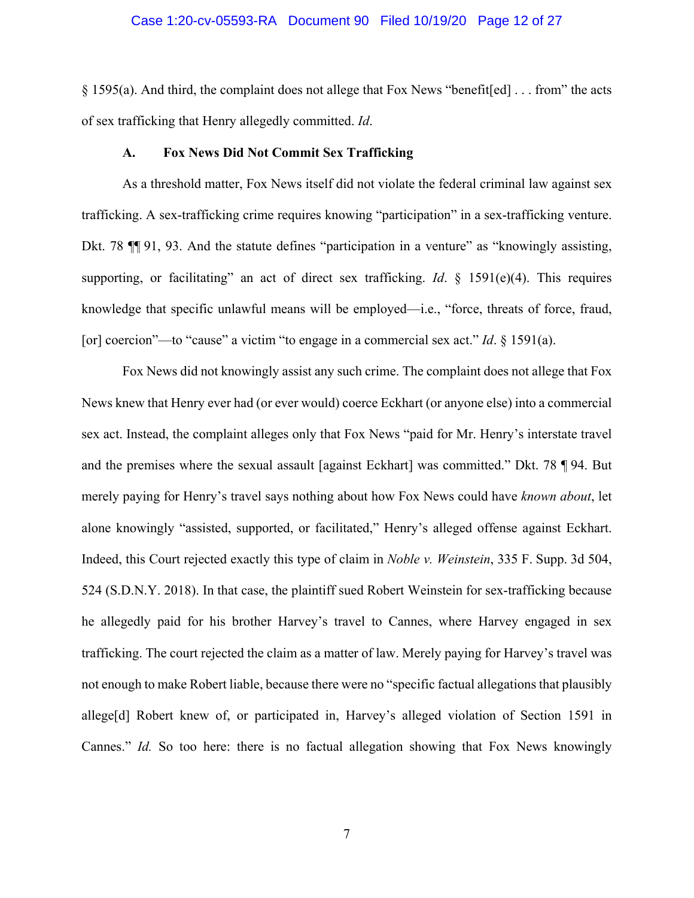§ 1595(a). And third, the complaint does not allege that Fox News "benefit[ed] . . . from" the acts of sex trafficking that Henry allegedly committed. *Id*.

### A. Fox News Did Not Commit Sex Trafficking

As a threshold matter, Fox News itself did not violate the federal criminal law against sex trafficking. A sex-trafficking crime requires knowing "participation" in a sex-trafficking venture. Dkt. 78 ¶¶ 91, 93. And the statute defines "participation in a venture" as "knowingly assisting, supporting, or facilitating" an act of direct sex trafficking. *Id*. § 1591(e)(4). This requires knowledge that specific unlawful means will be employed—i.e., "force, threats of force, fraud, [or] coercion"—to "cause" a victim "to engage in a commercial sex act." *Id*. § 1591(a).

Fox News did not knowingly assist any such crime. The complaint does not allege that Fox News knew that Henry ever had (or ever would) coerce Eckhart (or anyone else) into a commercial sex act. Instead, the complaint alleges only that Fox News "paid for Mr. Henry's interstate travel and the premises where the sexual assault [against Eckhart] was committed." Dkt. 78 ¶ 94. But merely paying for Henry's travel says nothing about how Fox News could have *known about*, let alone knowingly "assisted, supported, or facilitated," Henry's alleged offense against Eckhart. Indeed, this Court rejected exactly this type of claim in *Noble v. Weinstein*, 335 F. Supp. 3d 504, 524 (S.D.N.Y. 2018). In that case, the plaintiff sued Robert Weinstein for sex-trafficking because he allegedly paid for his brother Harvey's travel to Cannes, where Harvey engaged in sex trafficking. The court rejected the claim as a matter of law. Merely paying for Harvey's travel was not enough to make Robert liable, because there were no "specific factual allegations that plausibly allege[d] Robert knew of, or participated in, Harvey's alleged violation of Section 1591 in Cannes." *Id.* So too here: there is no factual allegation showing that Fox News knowingly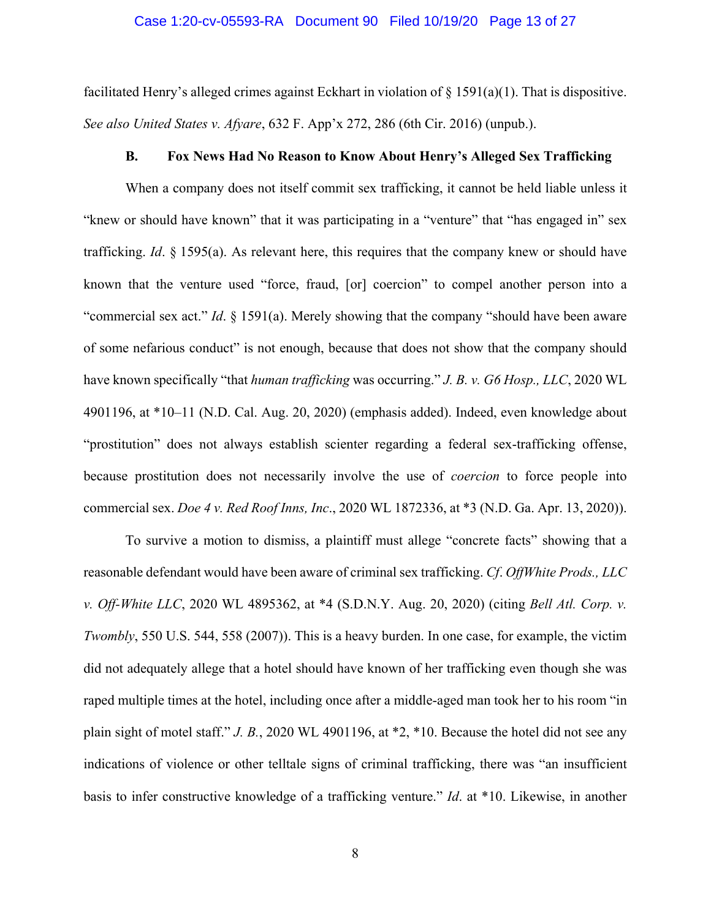facilitated Henry's alleged crimes against Eckhart in violation of § 1591(a)(1). That is dispositive. *See also United States v. Afyare*, 632 F. App'x 272, 286 (6th Cir. 2016) (unpub.).

### B. Fox News Had No Reason to Know About Henry's Alleged Sex Trafficking

When a company does not itself commit sex trafficking, it cannot be held liable unless it "knew or should have known" that it was participating in a "venture" that "has engaged in" sex trafficking. *Id*. § 1595(a). As relevant here, this requires that the company knew or should have known that the venture used "force, fraud, [or] coercion" to compel another person into a "commercial sex act." *Id*. § 1591(a). Merely showing that the company "should have been aware of some nefarious conduct" is not enough, because that does not show that the company should have known specifically "that *human trafficking* was occurring." *J. B. v. G6 Hosp., LLC*, 2020 WL 4901196, at *10–11 (N.D. Cal. Aug. 20, 2020) (emphasis added). Indeed, even knowledge about "prostitution" does not always establish scienter regarding a federal sex-trafficking offense, because prostitution does not necessarily involve the use of *coercion* to force people into commercial sex. *Doe 4 v. Red Roof Inns, Inc*., 2020 WL 1872336, at *3 (N.D. Ga. Apr. 13, 2020)).

To survive a motion to dismiss, a plaintiff must allege "concrete facts" showing that a reasonable defendant would have been aware of criminal sex trafficking. *Cf*. *OffWhite Prods., LLC v. Off-White LLC*, 2020 WL 4895362, at *4 (S.D.N.Y. Aug. 20, 2020) (citing *Bell Atl. Corp. v. Twombly*, 550 U.S. 544, 558 (2007)). This is a heavy burden. In one case, for example, the victim did not adequately allege that a hotel should have known of her trafficking even though she was raped multiple times at the hotel, including once after a middle-aged man took her to his room "in plain sight of motel staff." *J. B.*, 2020 WL 4901196, at *2, *10. Because the hotel did not see any indications of violence or other telltale signs of criminal trafficking, there was "an insufficient basis to infer constructive knowledge of a trafficking venture." *Id*. at *10. Likewise, in another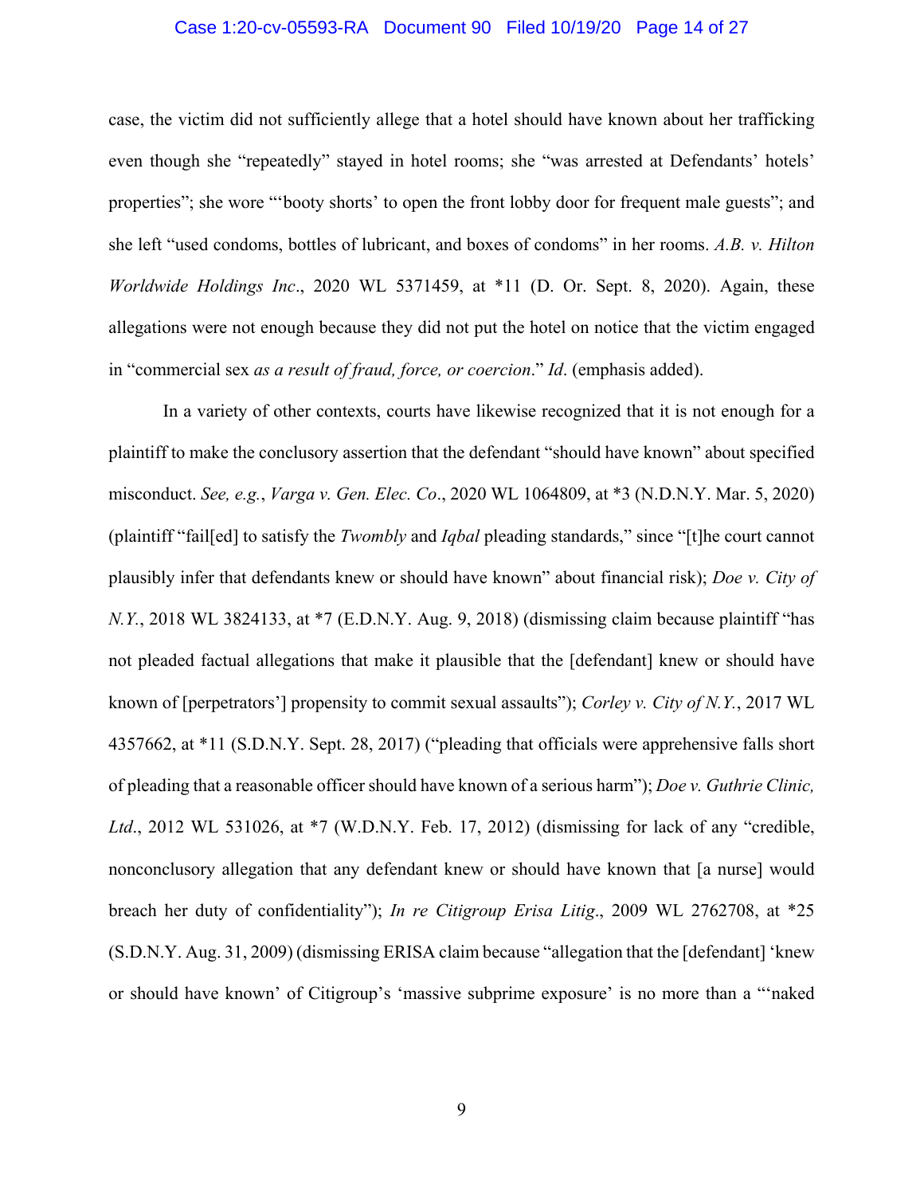case, the victim did not sufficiently allege that a hotel should have known about her trafficking even though she "repeatedly" stayed in hotel rooms; she "was arrested at Defendants' hotels' properties"; she wore "'booty shorts' to open the front lobby door for frequent male guests"; and she left "used condoms, bottles of lubricant, and boxes of condoms" in her rooms. *A.B. v. Hilton Worldwide Holdings Inc*., 2020 WL 5371459, at *11 (D. Or. Sept. 8, 2020). Again, these allegations were not enough because they did not put the hotel on notice that the victim engaged in "commercial sex *as a result of fraud, force, or coercion*." *Id*. (emphasis added).

In a variety of other contexts, courts have likewise recognized that it is not enough for a plaintiff to make the conclusory assertion that the defendant "should have known" about specified misconduct. *See, e.g.*, *Varga v. Gen. Elec. Co*., 2020 WL 1064809, at *3 (N.D.N.Y. Mar. 5, 2020) (plaintiff "fail[ed] to satisfy the *Twombly* and *Iqbal* pleading standards," since "[t]he court cannot plausibly infer that defendants knew or should have known" about financial risk); *Doe v. City of N.Y.*, 2018 WL 3824133, at *7 (E.D.N.Y. Aug. 9, 2018) (dismissing claim because plaintiff "has not pleaded factual allegations that make it plausible that the [defendant] knew or should have known of [perpetrators'] propensity to commit sexual assaults"); *Corley v. City of N.Y.*, 2017 WL 4357662, at *11 (S.D.N.Y. Sept. 28, 2017) ("pleading that officials were apprehensive falls short of pleading that a reasonable officer should have known of a serious harm"); *Doe v. Guthrie Clinic, Ltd*., 2012 WL 531026, at *7 (W.D.N.Y. Feb. 17, 2012) (dismissing for lack of any "credible, nonconclusory allegation that any defendant knew or should have known that [a nurse] would breach her duty of confidentiality"); *In re Citigroup Erisa Litig*., 2009 WL 2762708, at *25 (S.D.N.Y. Aug. 31, 2009) (dismissing ERISA claim because "allegation that the [defendant] 'knew or should have known' of Citigroup's 'massive subprime exposure' is no more than a "'naked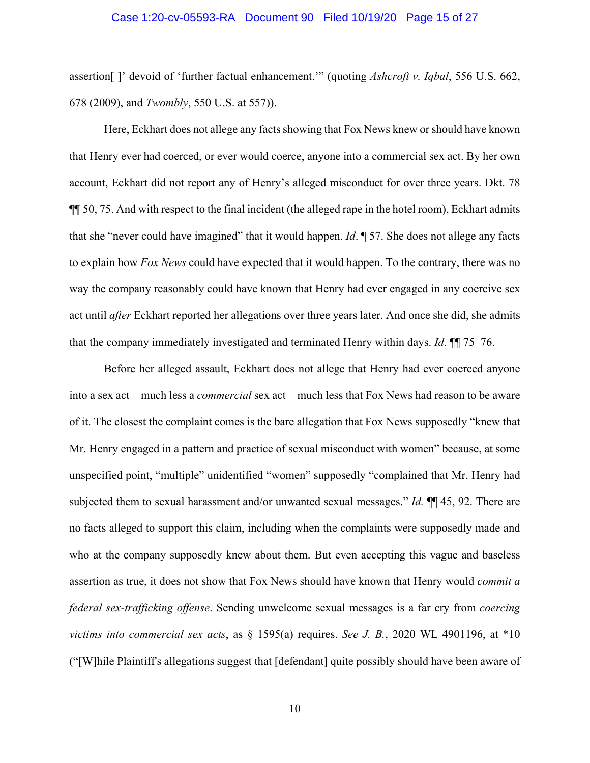assertion[ ]' devoid of 'further factual enhancement.'" (quoting *Ashcroft v. Iqbal*, 556 U.S. 662, 678 (2009), and *Twombly*, 550 U.S. at 557)).

Here, Eckhart does not allege any facts showing that Fox News knew or should have known that Henry ever had coerced, or ever would coerce, anyone into a commercial sex act. By her own account, Eckhart did not report any of Henry's alleged misconduct for over three years. Dkt. 78 ¶¶ 50, 75. And with respect to the final incident (the alleged rape in the hotel room), Eckhart admits that she "never could have imagined" that it would happen. *Id*. ¶ 57. She does not allege any facts to explain how *Fox News* could have expected that it would happen. To the contrary, there was no way the company reasonably could have known that Henry had ever engaged in any coercive sex act until *after* Eckhart reported her allegations over three years later. And once she did, she admits that the company immediately investigated and terminated Henry within days. *Id*. ¶¶ 75–76.

Before her alleged assault, Eckhart does not allege that Henry had ever coerced anyone into a sex act—much less a *commercial* sex act—much less that Fox News had reason to be aware of it. The closest the complaint comes is the bare allegation that Fox News supposedly "knew that Mr. Henry engaged in a pattern and practice of sexual misconduct with women" because, at some unspecified point, "multiple" unidentified "women" supposedly "complained that Mr. Henry had subjected them to sexual harassment and/or unwanted sexual messages." *Id.* ¶¶ 45, 92. There are no facts alleged to support this claim, including when the complaints were supposedly made and who at the company supposedly knew about them. But even accepting this vague and baseless assertion as true, it does not show that Fox News should have known that Henry would *commit a federal sex-trafficking offense*. Sending unwelcome sexual messages is a far cry from *coercing victims into commercial sex acts*, as § 1595(a) requires. *See J. B.*, 2020 WL 4901196, at *10 ("[W]hile Plaintiff's allegations suggest that [defendant] quite possibly should have been aware of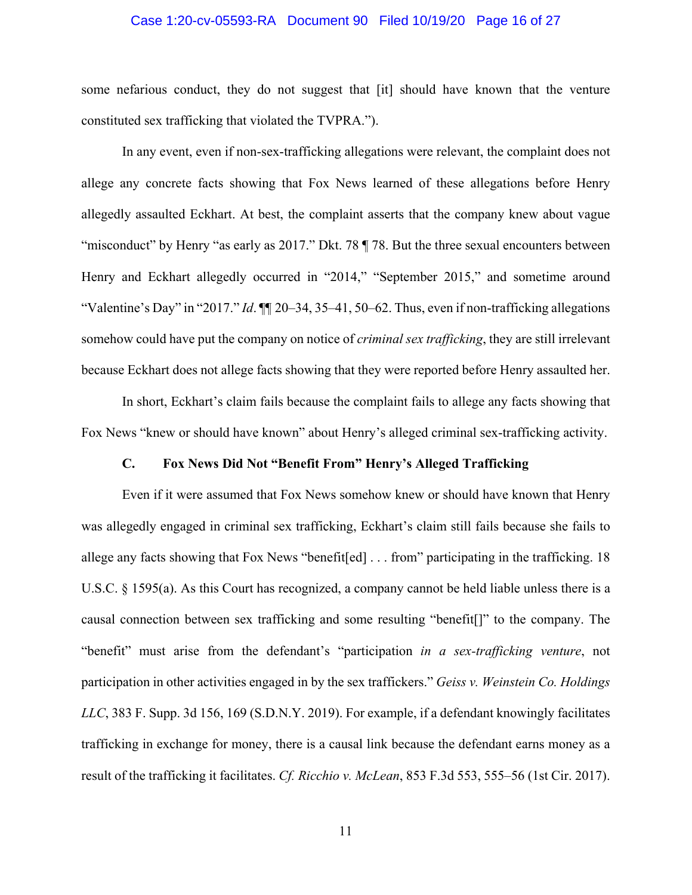some nefarious conduct, they do not suggest that [it] should have known that the venture constituted sex trafficking that violated the TVPRA.").

In any event, even if non-sex-trafficking allegations were relevant, the complaint does not allege any concrete facts showing that Fox News learned of these allegations before Henry allegedly assaulted Eckhart. At best, the complaint asserts that the company knew about vague "misconduct" by Henry "as early as 2017." Dkt. 78 ¶ 78. But the three sexual encounters between Henry and Eckhart allegedly occurred in "2014," "September 2015," and sometime around "Valentine's Day" in "2017." *Id*. ¶¶ 20–34, 35–41, 50–62. Thus, even if non-trafficking allegations somehow could have put the company on notice of *criminal sex trafficking*, they are still irrelevant because Eckhart does not allege facts showing that they were reported before Henry assaulted her.

In short, Eckhart's claim fails because the complaint fails to allege any facts showing that Fox News "knew or should have known" about Henry's alleged criminal sex-trafficking activity.

### C. Fox News Did Not "Benefit From" Henry's Alleged Trafficking

Even if it were assumed that Fox News somehow knew or should have known that Henry was allegedly engaged in criminal sex trafficking, Eckhart's claim still fails because she fails to allege any facts showing that Fox News "benefit[ed] . . . from" participating in the trafficking. 18 U.S.C. § 1595(a). As this Court has recognized, a company cannot be held liable unless there is a causal connection between sex trafficking and some resulting "benefit[]" to the company. The "benefit" must arise from the defendant's "participation *in a sex-trafficking venture*, not participation in other activities engaged in by the sex traffickers." *Geiss v. Weinstein Co. Holdings LLC*, 383 F. Supp. 3d 156, 169 (S.D.N.Y. 2019). For example, if a defendant knowingly facilitates trafficking in exchange for money, there is a causal link because the defendant earns money as a result of the trafficking it facilitates. *Cf. Ricchio v. McLean*, 853 F.3d 553, 555–56 (1st Cir. 2017).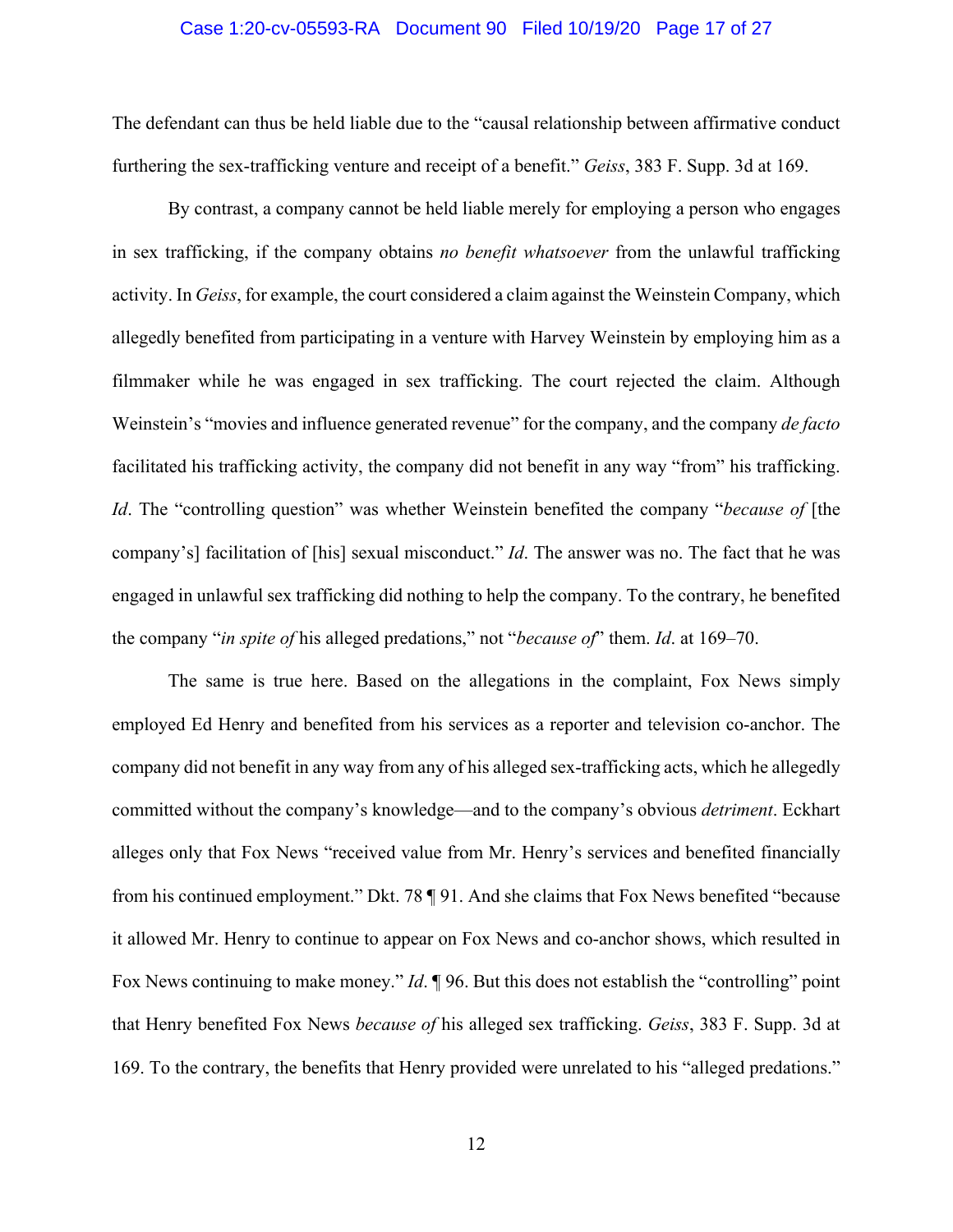The defendant can thus be held liable due to the "causal relationship between affirmative conduct furthering the sex-trafficking venture and receipt of a benefit." *Geiss*, 383 F. Supp. 3d at 169.

By contrast, a company cannot be held liable merely for employing a person who engages in sex trafficking, if the company obtains *no benefit whatsoever* from the unlawful trafficking activity. In *Geiss*, for example, the court considered a claim against the Weinstein Company, which allegedly benefited from participating in a venture with Harvey Weinstein by employing him as a filmmaker while he was engaged in sex trafficking. The court rejected the claim. Although Weinstein's "movies and influence generated revenue" for the company, and the company *de facto* facilitated his trafficking activity, the company did not benefit in any way "from" his trafficking. *Id*. The "controlling question" was whether Weinstein benefited the company "*because of* [the company's] facilitation of [his] sexual misconduct." *Id*. The answer was no. The fact that he was engaged in unlawful sex trafficking did nothing to help the company. To the contrary, he benefited the company "*in spite of* his alleged predations," not "*because of*" them. *Id*. at 169–70.

The same is true here. Based on the allegations in the complaint, Fox News simply employed Ed Henry and benefited from his services as a reporter and television co-anchor. The company did not benefit in any way from any of his alleged sex-trafficking acts, which he allegedly committed without the company's knowledge—and to the company's obvious *detriment*. Eckhart alleges only that Fox News "received value from Mr. Henry's services and benefited financially from his continued employment." Dkt. 78 ¶ 91. And she claims that Fox News benefited "because it allowed Mr. Henry to continue to appear on Fox News and co-anchor shows, which resulted in Fox News continuing to make money." *Id*. ¶ 96. But this does not establish the "controlling" point that Henry benefited Fox News *because of* his alleged sex trafficking. *Geiss*, 383 F. Supp. 3d at 169. To the contrary, the benefits that Henry provided were unrelated to his "alleged predations."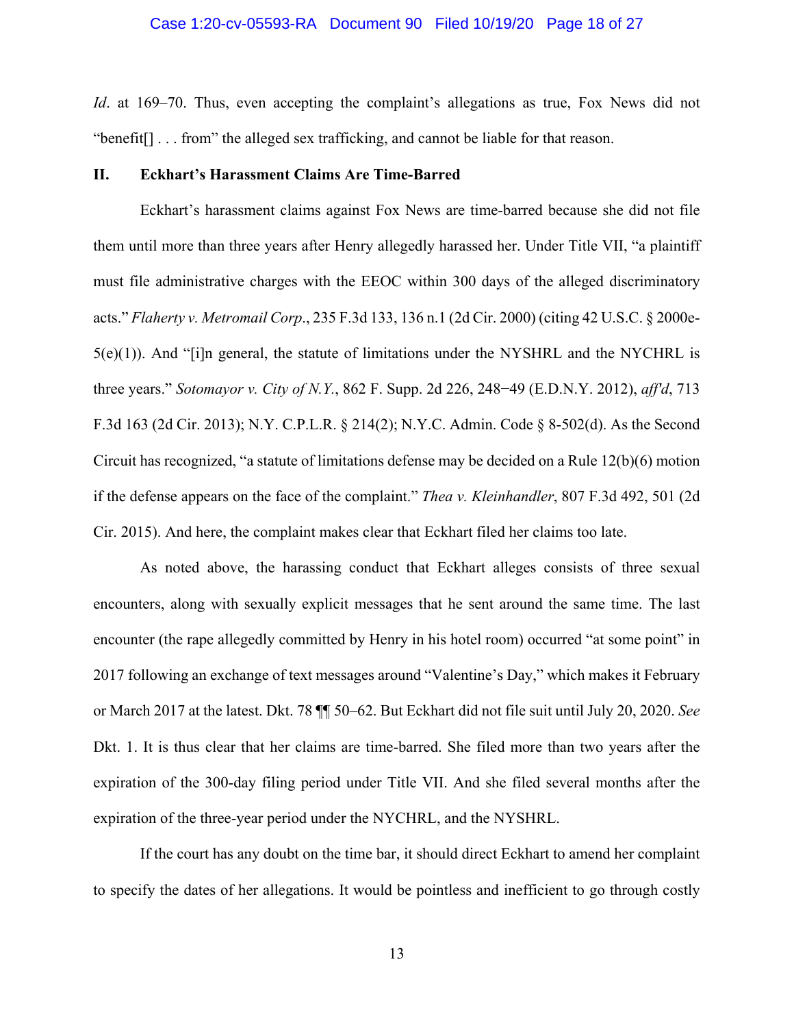*Id*. at 169–70. Thus, even accepting the complaint's allegations as true, Fox News did not "benefit[] . . . from" the alleged sex trafficking, and cannot be liable for that reason.

## II. Eckhart's Harassment Claims Are Time-Barred

Eckhart's harassment claims against Fox News are time-barred because she did not file them until more than three years after Henry allegedly harassed her. Under Title VII, "a plaintiff must file administrative charges with the EEOC within 300 days of the alleged discriminatory acts." *Flaherty v. Metromail Corp*., 235 F.3d 133, 136 n.1 (2d Cir. 2000) (citing 42 U.S.C. § 2000e-5(e)(1)). And "[i]n general, the statute of limitations under the NYSHRL and the NYCHRL is three years." *Sotomayor v. City of N.Y.*, 862 F. Supp. 2d 226, 248−49 (E.D.N.Y. 2012), *aff'd*, 713 F.3d 163 (2d Cir. 2013); N.Y. C.P.L.R. § 214(2); N.Y.C. Admin. Code § 8-502(d). As the Second Circuit has recognized, "a statute of limitations defense may be decided on a Rule 12(b)(6) motion if the defense appears on the face of the complaint." *Thea v. Kleinhandler*, 807 F.3d 492, 501 (2d Cir. 2015). And here, the complaint makes clear that Eckhart filed her claims too late.

As noted above, the harassing conduct that Eckhart alleges consists of three sexual encounters, along with sexually explicit messages that he sent around the same time. The last encounter (the rape allegedly committed by Henry in his hotel room) occurred "at some point" in 2017 following an exchange of text messages around "Valentine's Day," which makes it February or March 2017 at the latest. Dkt. 78 ¶¶ 50–62. But Eckhart did not file suit until July 20, 2020. *See* Dkt. 1. It is thus clear that her claims are time-barred. She filed more than two years after the expiration of the 300-day filing period under Title VII. And she filed several months after the expiration of the three-year period under the NYCHRL, and the NYSHRL.

If the court has any doubt on the time bar, it should direct Eckhart to amend her complaint to specify the dates of her allegations. It would be pointless and inefficient to go through costly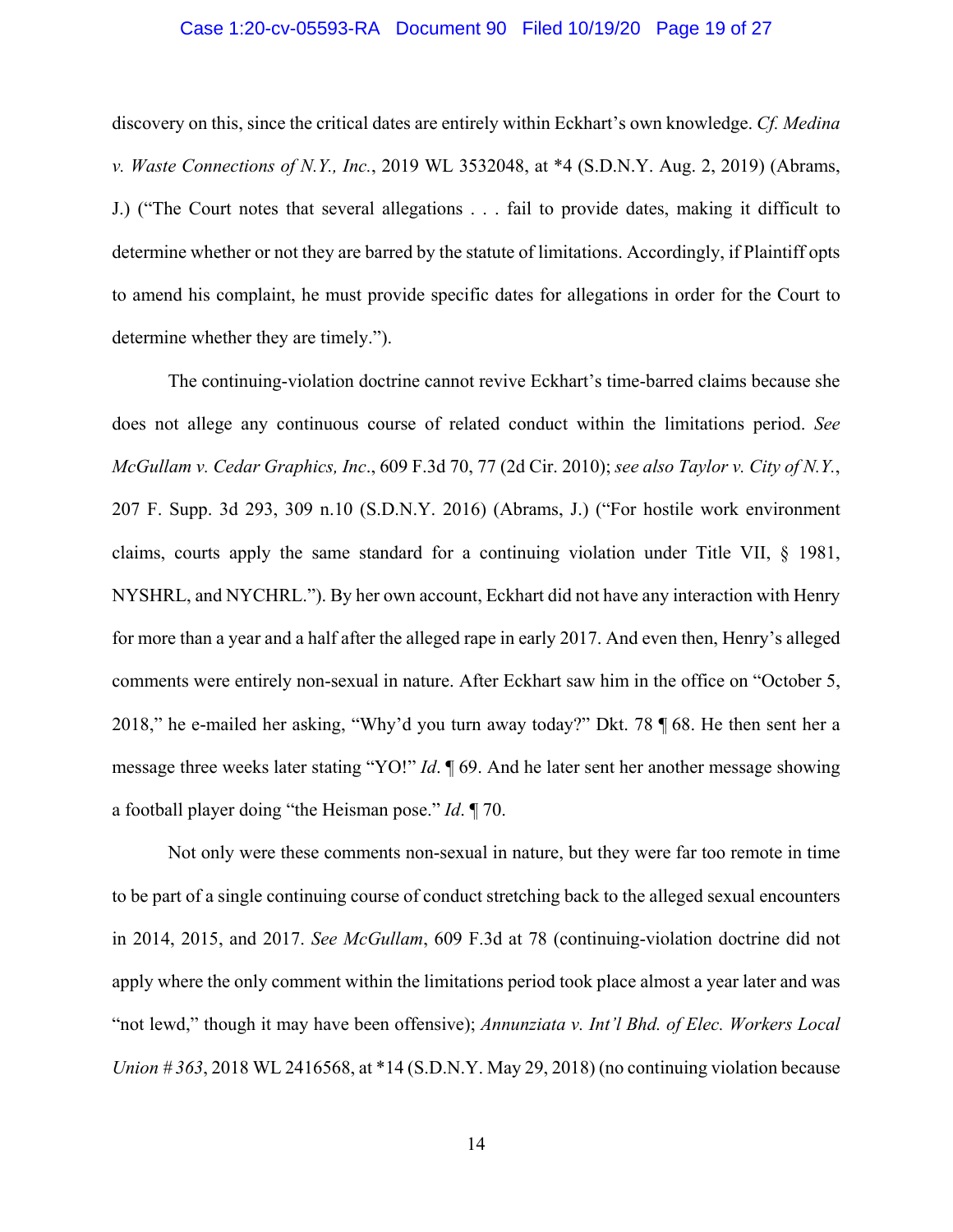discovery on this, since the critical dates are entirely within Eckhart's own knowledge. *Cf. Medina v. Waste Connections of N.Y., Inc.*, 2019 WL 3532048, at *4 (S.D.N.Y. Aug. 2, 2019) (Abrams, J.) ("The Court notes that several allegations . . . fail to provide dates, making it difficult to determine whether or not they are barred by the statute of limitations. Accordingly, if Plaintiff opts to amend his complaint, he must provide specific dates for allegations in order for the Court to determine whether they are timely.").

The continuing-violation doctrine cannot revive Eckhart's time-barred claims because she does not allege any continuous course of related conduct within the limitations period. *See McGullam v. Cedar Graphics, Inc*., 609 F.3d 70, 77 (2d Cir. 2010); *see also Taylor v. City of N.Y.*, 207 F. Supp. 3d 293, 309 n.10 (S.D.N.Y. 2016) (Abrams, J.) ("For hostile work environment claims, courts apply the same standard for a continuing violation under Title VII, § 1981, NYSHRL, and NYCHRL."). By her own account, Eckhart did not have any interaction with Henry for more than a year and a half after the alleged rape in early 2017. And even then, Henry's alleged comments were entirely non-sexual in nature. After Eckhart saw him in the office on "October 5, 2018," he e-mailed her asking, "Why'd you turn away today?" Dkt. 78 ¶ 68. He then sent her a message three weeks later stating "YO!" *Id*. ¶ 69. And he later sent her another message showing a football player doing "the Heisman pose." *Id*. ¶ 70.

Not only were these comments non-sexual in nature, but they were far too remote in time to be part of a single continuing course of conduct stretching back to the alleged sexual encounters in 2014, 2015, and 2017. *See McGullam*, 609 F.3d at 78 (continuing-violation doctrine did not apply where the only comment within the limitations period took place almost a year later and was "not lewd," though it may have been offensive); *Annunziata v. Int'l Bhd. of Elec. Workers Local Union # 363*, 2018 WL 2416568, at *14 (S.D.N.Y. May 29, 2018) (no continuing violation because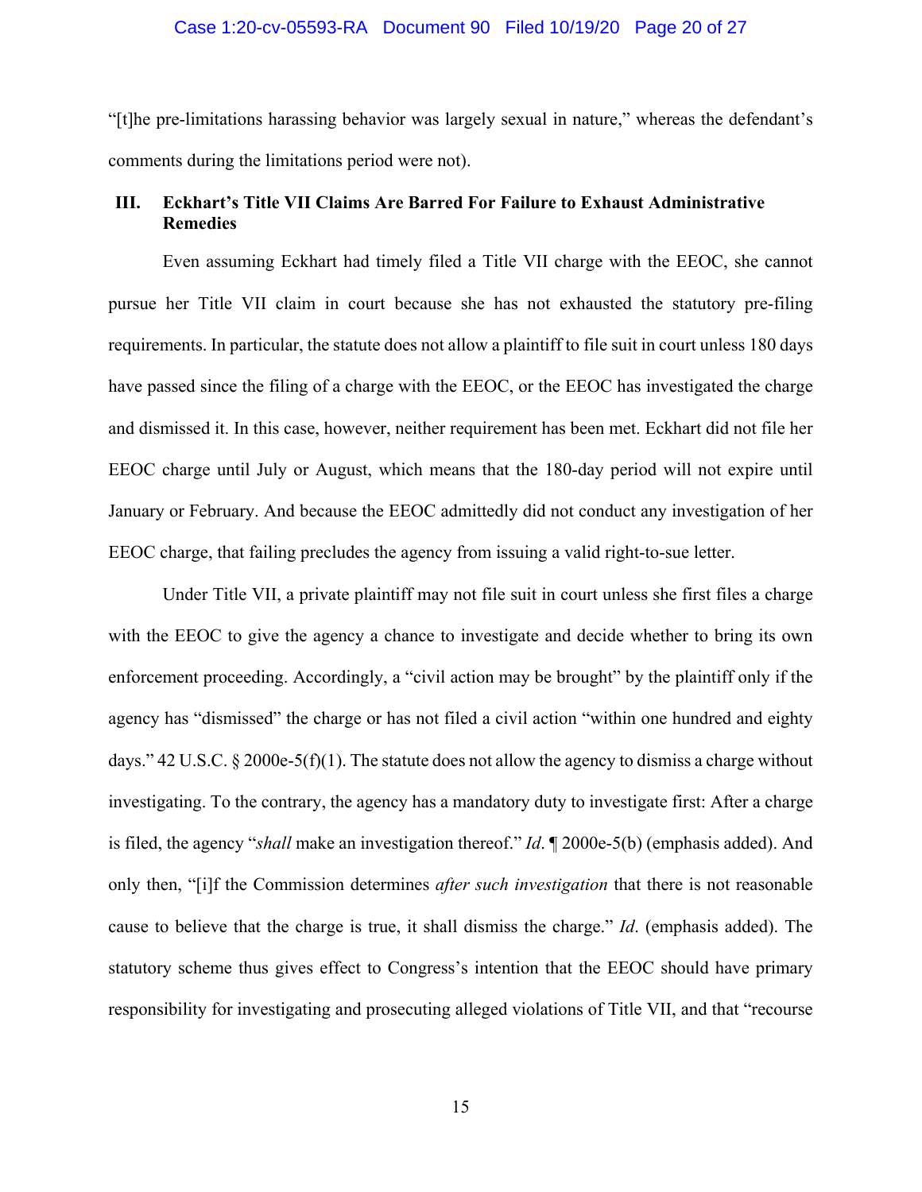"[t]he pre-limitations harassing behavior was largely sexual in nature," whereas the defendant's comments during the limitations period were not).

## III. Eckhart's Title VII Claims Are Barred For Failure to Exhaust Administrative Remedies

Even assuming Eckhart had timely filed a Title VII charge with the EEOC, she cannot pursue her Title VII claim in court because she has not exhausted the statutory pre-filing requirements. In particular, the statute does not allow a plaintiff to file suit in court unless 180 days have passed since the filing of a charge with the EEOC, or the EEOC has investigated the charge and dismissed it. In this case, however, neither requirement has been met. Eckhart did not file her EEOC charge until July or August, which means that the 180-day period will not expire until January or February. And because the EEOC admittedly did not conduct any investigation of her EEOC charge, that failing precludes the agency from issuing a valid right-to-sue letter.

Under Title VII, a private plaintiff may not file suit in court unless she first files a charge with the EEOC to give the agency a chance to investigate and decide whether to bring its own enforcement proceeding. Accordingly, a "civil action may be brought" by the plaintiff only if the agency has "dismissed" the charge or has not filed a civil action "within one hundred and eighty days." 42 U.S.C. § 2000e-5(f)(1). The statute does not allow the agency to dismiss a charge without investigating. To the contrary, the agency has a mandatory duty to investigate first: After a charge is filed, the agency "*shall* make an investigation thereof." *Id*. ¶ 2000e-5(b) (emphasis added). And only then, "[i]f the Commission determines *after such investigation* that there is not reasonable cause to believe that the charge is true, it shall dismiss the charge." *Id*. (emphasis added). The statutory scheme thus gives effect to Congress's intention that the EEOC should have primary responsibility for investigating and prosecuting alleged violations of Title VII, and that "recourse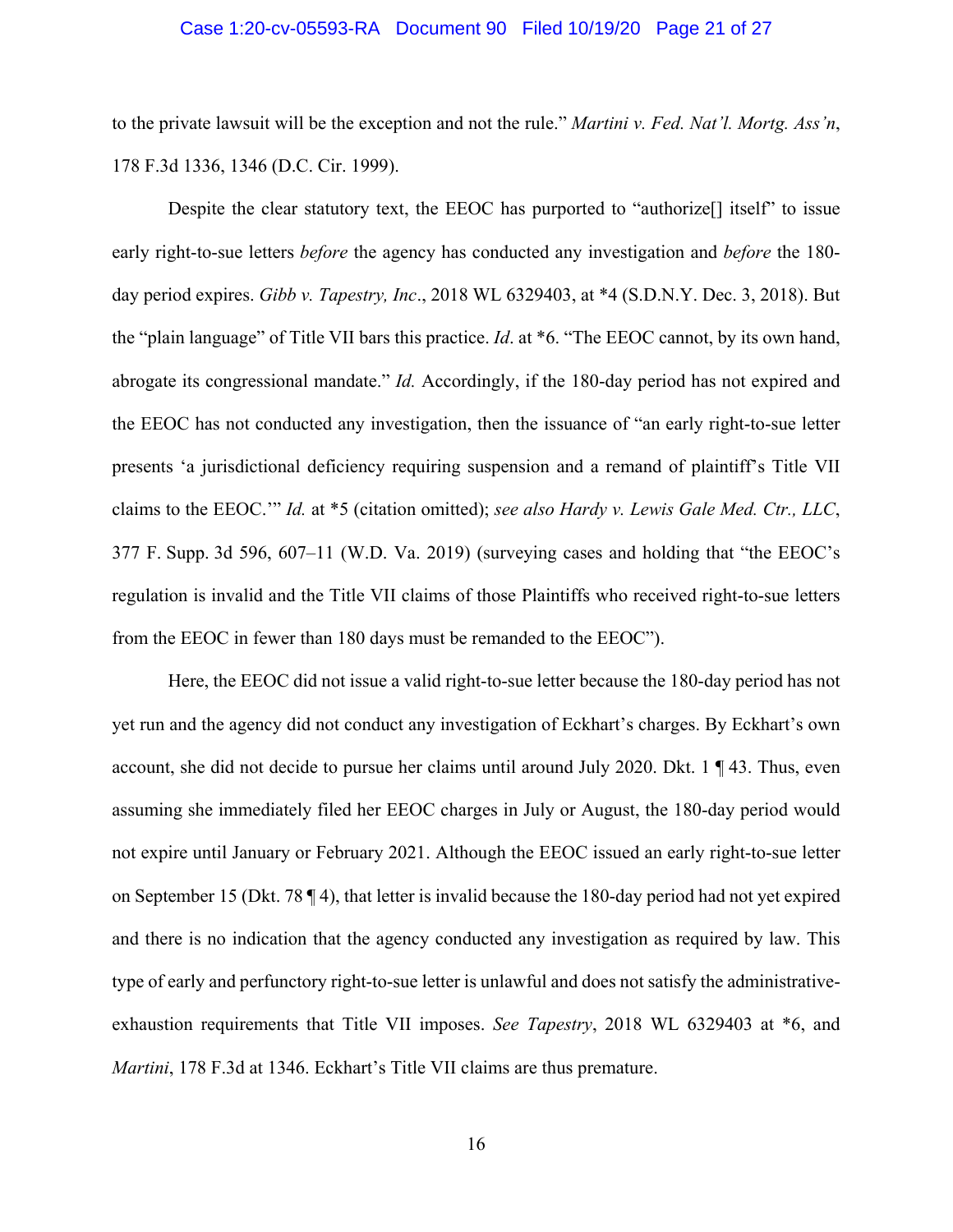to the private lawsuit will be the exception and not the rule." *Martini v. Fed. Nat'l. Mortg. Ass'n*, 178 F.3d 1336, 1346 (D.C. Cir. 1999).

Despite the clear statutory text, the EEOC has purported to "authorize[] itself" to issue early right-to-sue letters *before* the agency has conducted any investigation and *before* the 180-day period expires. *Gibb v. Tapestry, Inc*., 2018 WL 6329403, at *4 (S.D.N.Y. Dec. 3, 2018). But the "plain language" of Title VII bars this practice. *Id*. at *6. "The EEOC cannot, by its own hand, abrogate its congressional mandate." *Id.* Accordingly, if the 180-day period has not expired and the EEOC has not conducted any investigation, then the issuance of "an early right-to-sue letter presents 'a jurisdictional deficiency requiring suspension and a remand of plaintiff's Title VII claims to the EEOC.'" *Id.* at *5 (citation omitted); *see also Hardy v. Lewis Gale Med. Ctr., LLC*, 377 F. Supp. 3d 596, 607–11 (W.D. Va. 2019) (surveying cases and holding that "the EEOC's regulation is invalid and the Title VII claims of those Plaintiffs who received right-to-sue letters from the EEOC in fewer than 180 days must be remanded to the EEOC").

Here, the EEOC did not issue a valid right-to-sue letter because the 180-day period has not yet run and the agency did not conduct any investigation of Eckhart's charges. By Eckhart's own account, she did not decide to pursue her claims until around July 2020. Dkt. 1 ¶ 43. Thus, even assuming she immediately filed her EEOC charges in July or August, the 180-day period would not expire until January or February 2021. Although the EEOC issued an early right-to-sue letter on September 15 (Dkt. 78 ¶ 4), that letter is invalid because the 180-day period had not yet expired and there is no indication that the agency conducted any investigation as required by law. This type of early and perfunctory right-to-sue letter is unlawful and does not satisfy the administrative-exhaustion requirements that Title VII imposes. *See Tapestry*, 2018 WL 6329403 at *6, and *Martini*, 178 F.3d at 1346. Eckhart's Title VII claims are thus premature.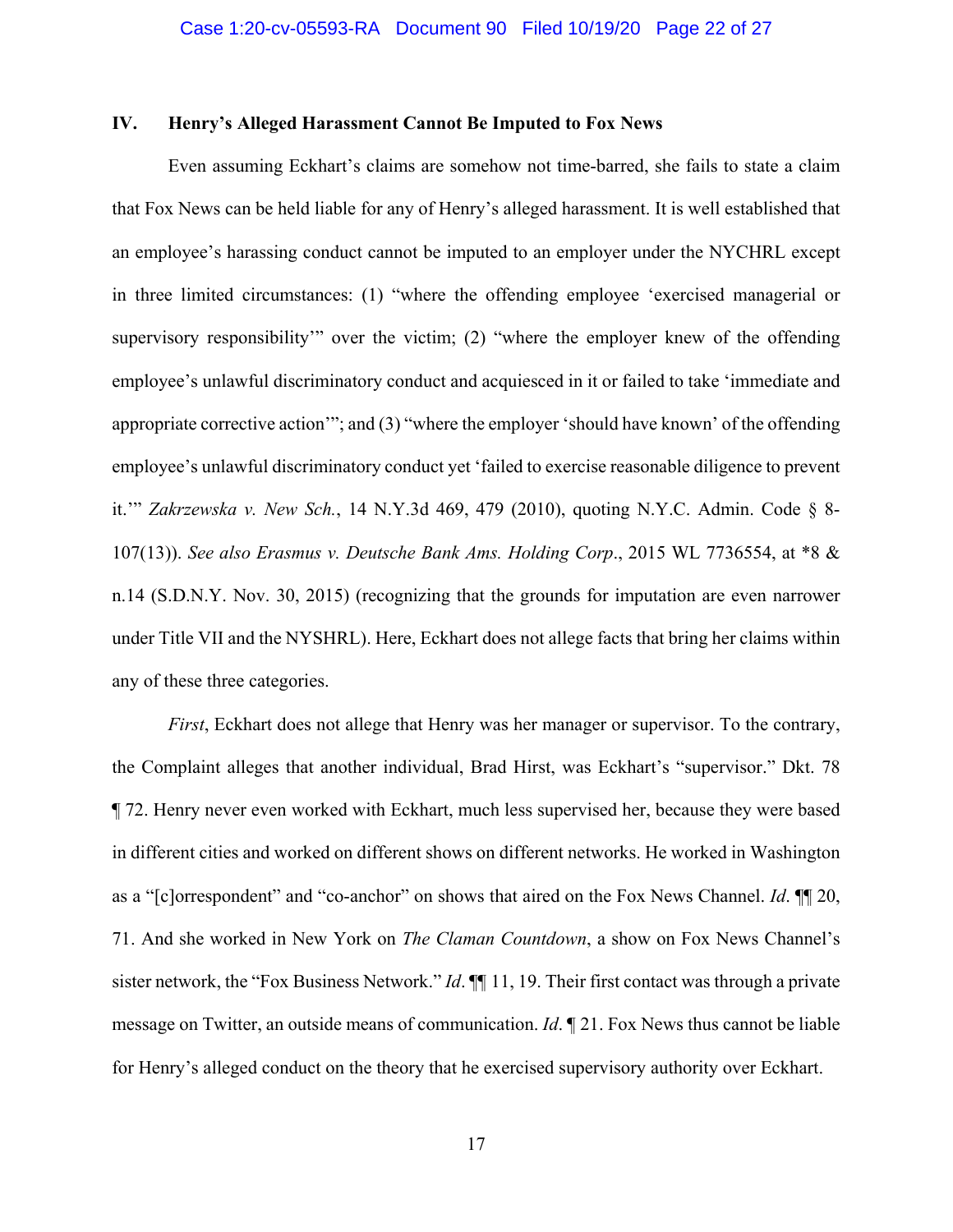## IV. Henry's Alleged Harassment Cannot Be Imputed to Fox News

Even assuming Eckhart's claims are somehow not time-barred, she fails to state a claim that Fox News can be held liable for any of Henry's alleged harassment. It is well established that an employee's harassing conduct cannot be imputed to an employer under the NYCHRL except in three limited circumstances: (1) "where the offending employee 'exercised managerial or supervisory responsibility'" over the victim; (2) "where the employer knew of the offending employee's unlawful discriminatory conduct and acquiesced in it or failed to take 'immediate and appropriate corrective action'"; and (3) "where the employer 'should have known' of the offending employee's unlawful discriminatory conduct yet 'failed to exercise reasonable diligence to prevent it.'" *Zakrzewska v. New Sch.*, 14 N.Y.3d 469, 479 (2010), quoting N.Y.C. Admin. Code § 8-107(13)). *See also Erasmus v. Deutsche Bank Ams. Holding Corp*., 2015 WL 7736554, at *8 & n.14 (S.D.N.Y. Nov. 30, 2015) (recognizing that the grounds for imputation are even narrower under Title VII and the NYSHRL). Here, Eckhart does not allege facts that bring her claims within any of these three categories.

*First*, Eckhart does not allege that Henry was her manager or supervisor. To the contrary, the Complaint alleges that another individual, Brad Hirst, was Eckhart's "supervisor." Dkt. 78 ¶ 72. Henry never even worked with Eckhart, much less supervised her, because they were based in different cities and worked on different shows on different networks. He worked in Washington as a "[c]orrespondent" and "co-anchor" on shows that aired on the Fox News Channel. *Id*. ¶¶ 20, 71. And she worked in New York on *The Claman Countdown*, a show on Fox News Channel's sister network, the "Fox Business Network." *Id*. ¶¶ 11, 19. Their first contact was through a private message on Twitter, an outside means of communication. *Id*. ¶ 21. Fox News thus cannot be liable for Henry's alleged conduct on the theory that he exercised supervisory authority over Eckhart.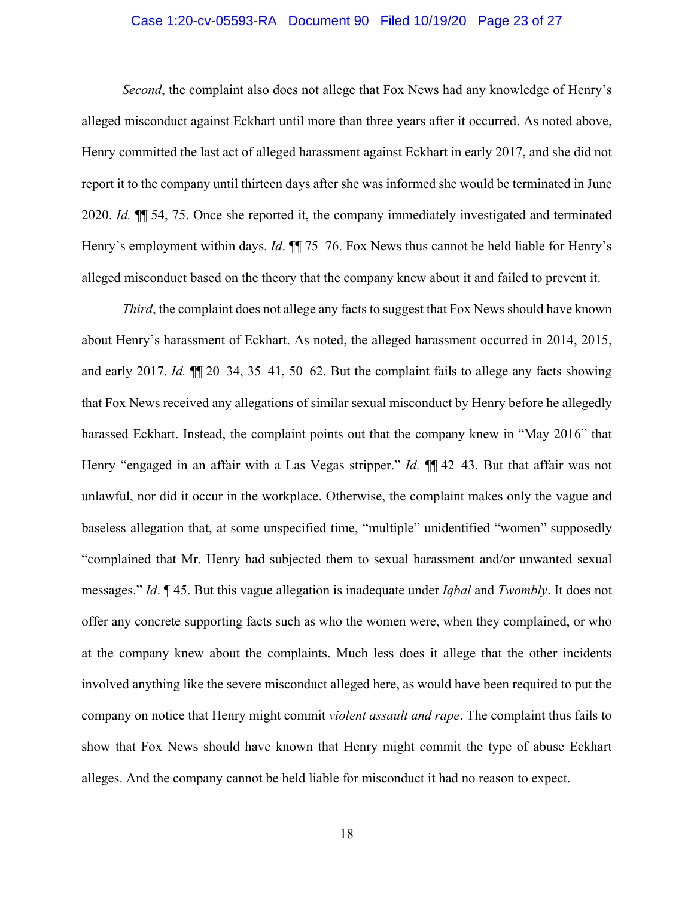*Second*, the complaint also does not allege that Fox News had any knowledge of Henry's alleged misconduct against Eckhart until more than three years after it occurred. As noted above, Henry committed the last act of alleged harassment against Eckhart in early 2017, and she did not report it to the company until thirteen days after she was informed she would be terminated in June 2020. *Id.* ¶¶ 54, 75. Once she reported it, the company immediately investigated and terminated Henry's employment within days. *Id*. ¶¶ 75–76. Fox News thus cannot be held liable for Henry's alleged misconduct based on the theory that the company knew about it and failed to prevent it.

*Third*, the complaint does not allege any facts to suggest that Fox News should have known about Henry's harassment of Eckhart. As noted, the alleged harassment occurred in 2014, 2015, and early 2017. *Id.* ¶¶ 20–34, 35–41, 50–62. But the complaint fails to allege any facts showing that Fox News received any allegations of similar sexual misconduct by Henry before he allegedly harassed Eckhart. Instead, the complaint points out that the company knew in "May 2016" that Henry "engaged in an affair with a Las Vegas stripper." *Id.* ¶¶ 42–43. But that affair was not unlawful, nor did it occur in the workplace. Otherwise, the complaint makes only the vague and baseless allegation that, at some unspecified time, "multiple" unidentified "women" supposedly "complained that Mr. Henry had subjected them to sexual harassment and/or unwanted sexual messages." *Id*. ¶ 45. But this vague allegation is inadequate under *Iqbal* and *Twombly*. It does not offer any concrete supporting facts such as who the women were, when they complained, or who at the company knew about the complaints. Much less does it allege that the other incidents involved anything like the severe misconduct alleged here, as would have been required to put the company on notice that Henry might commit *violent assault and rape*. The complaint thus fails to show that Fox News should have known that Henry might commit the type of abuse Eckhart alleges. And the company cannot be held liable for misconduct it had no reason to expect.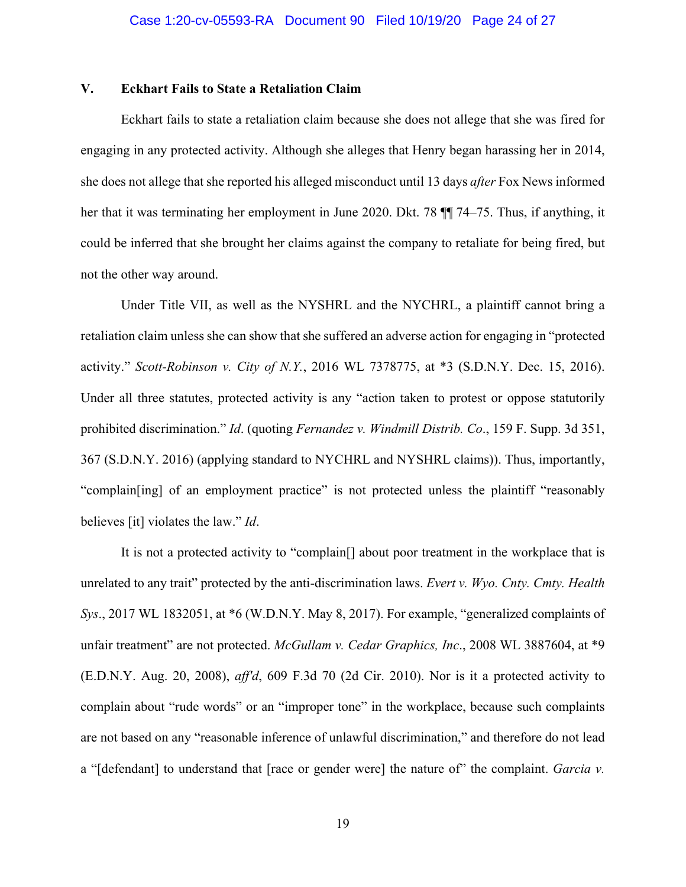## V. Eckhart Fails to State a Retaliation Claim

Eckhart fails to state a retaliation claim because she does not allege that she was fired for engaging in any protected activity. Although she alleges that Henry began harassing her in 2014, she does not allege that she reported his alleged misconduct until 13 days *after* Fox News informed her that it was terminating her employment in June 2020. Dkt. 78 ¶¶ 74–75. Thus, if anything, it could be inferred that she brought her claims against the company to retaliate for being fired, but not the other way around.

Under Title VII, as well as the NYSHRL and the NYCHRL, a plaintiff cannot bring a retaliation claim unless she can show that she suffered an adverse action for engaging in "protected activity." *Scott-Robinson v. City of N.Y.*, 2016 WL 7378775, at *3 (S.D.N.Y. Dec. 15, 2016). Under all three statutes, protected activity is any "action taken to protest or oppose statutorily prohibited discrimination." *Id*. (quoting *Fernandez v. Windmill Distrib. Co*., 159 F. Supp. 3d 351, 367 (S.D.N.Y. 2016) (applying standard to NYCHRL and NYSHRL claims)). Thus, importantly, "complain[ing] of an employment practice" is not protected unless the plaintiff "reasonably believes [it] violates the law." *Id*.

It is not a protected activity to "complain[] about poor treatment in the workplace that is unrelated to any trait" protected by the anti-discrimination laws. *Evert v. Wyo. Cnty. Cmty. Health Sys*., 2017 WL 1832051, at *6 (W.D.N.Y. May 8, 2017). For example, "generalized complaints of unfair treatment" are not protected. *McGullam v. Cedar Graphics, Inc*., 2008 WL 3887604, at *9 (E.D.N.Y. Aug. 20, 2008), *aff'd*, 609 F.3d 70 (2d Cir. 2010). Nor is it a protected activity to complain about "rude words" or an "improper tone" in the workplace, because such complaints are not based on any "reasonable inference of unlawful discrimination," and therefore do not lead a "[defendant] to understand that [race or gender were] the nature of" the complaint. *Garcia v.*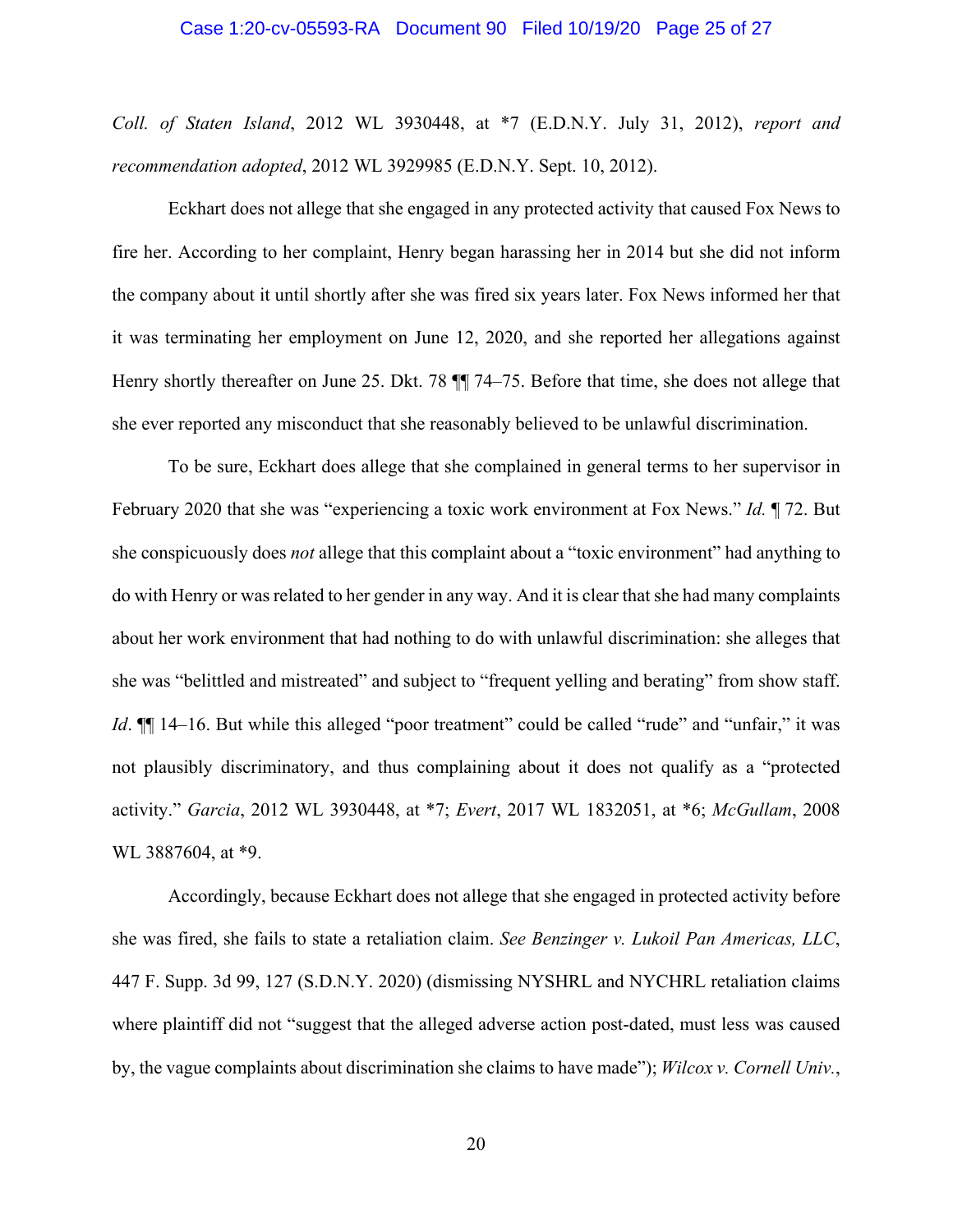*Coll. of Staten Island*, 2012 WL 3930448, at *7 (E.D.N.Y. July 31, 2012), *report and recommendation adopted*, 2012 WL 3929985 (E.D.N.Y. Sept. 10, 2012).

Eckhart does not allege that she engaged in any protected activity that caused Fox News to fire her. According to her complaint, Henry began harassing her in 2014 but she did not inform the company about it until shortly after she was fired six years later. Fox News informed her that it was terminating her employment on June 12, 2020, and she reported her allegations against Henry shortly thereafter on June 25. Dkt. 78 ¶¶ 74–75. Before that time, she does not allege that she ever reported any misconduct that she reasonably believed to be unlawful discrimination.

To be sure, Eckhart does allege that she complained in general terms to her supervisor in February 2020 that she was "experiencing a toxic work environment at Fox News." *Id.* ¶ 72. But she conspicuously does *not* allege that this complaint about a "toxic environment" had anything to do with Henry or was related to her gender in any way. And it is clear that she had many complaints about her work environment that had nothing to do with unlawful discrimination: she alleges that she was "belittled and mistreated" and subject to "frequent yelling and berating" from show staff. *Id*. ¶¶ 14–16. But while this alleged "poor treatment" could be called "rude" and "unfair," it was not plausibly discriminatory, and thus complaining about it does not qualify as a "protected activity." *Garcia*, 2012 WL 3930448, at *7; *Evert*, 2017 WL 1832051, at *6; *McGullam*, 2008 WL 3887604, at *9.

Accordingly, because Eckhart does not allege that she engaged in protected activity before she was fired, she fails to state a retaliation claim. *See Benzinger v. Lukoil Pan Americas, LLC*, 447 F. Supp. 3d 99, 127 (S.D.N.Y. 2020) (dismissing NYSHRL and NYCHRL retaliation claims where plaintiff did not "suggest that the alleged adverse action post-dated, must less was caused by, the vague complaints about discrimination she claims to have made"); *Wilcox v. Cornell Univ.*,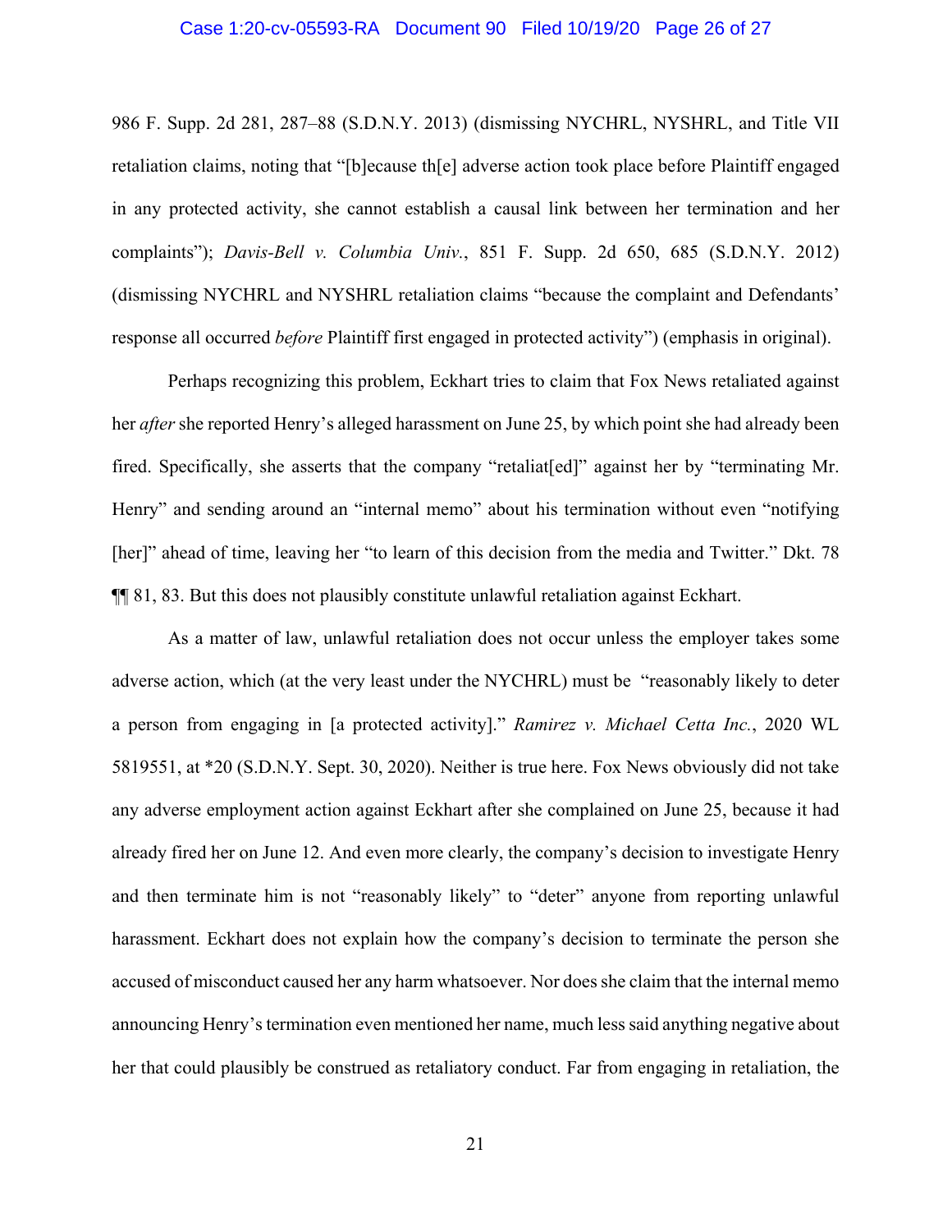986 F. Supp. 2d 281, 287–88 (S.D.N.Y. 2013) (dismissing NYCHRL, NYSHRL, and Title VII retaliation claims, noting that "[b]ecause th[e] adverse action took place before Plaintiff engaged in any protected activity, she cannot establish a causal link between her termination and her complaints"); *Davis-Bell v. Columbia Univ.*, 851 F. Supp. 2d 650, 685 (S.D.N.Y. 2012) (dismissing NYCHRL and NYSHRL retaliation claims "because the complaint and Defendants' response all occurred *before* Plaintiff first engaged in protected activity") (emphasis in original).

Perhaps recognizing this problem, Eckhart tries to claim that Fox News retaliated against her *after* she reported Henry's alleged harassment on June 25, by which point she had already been fired. Specifically, she asserts that the company "retaliat[ed]" against her by "terminating Mr. Henry" and sending around an "internal memo" about his termination without even "notifying [her]" ahead of time, leaving her "to learn of this decision from the media and Twitter." Dkt. 78 ¶¶ 81, 83. But this does not plausibly constitute unlawful retaliation against Eckhart.

As a matter of law, unlawful retaliation does not occur unless the employer takes some adverse action, which (at the very least under the NYCHRL) must be "reasonably likely to deter a person from engaging in [a protected activity]." *Ramirez v. Michael Cetta Inc.*, 2020 WL 5819551, at *20 (S.D.N.Y. Sept. 30, 2020). Neither is true here. Fox News obviously did not take any adverse employment action against Eckhart after she complained on June 25, because it had already fired her on June 12. And even more clearly, the company's decision to investigate Henry and then terminate him is not "reasonably likely" to "deter" anyone from reporting unlawful harassment. Eckhart does not explain how the company's decision to terminate the person she accused of misconduct caused her any harm whatsoever. Nor does she claim that the internal memo announcing Henry's termination even mentioned her name, much less said anything negative about her that could plausibly be construed as retaliatory conduct. Far from engaging in retaliation, the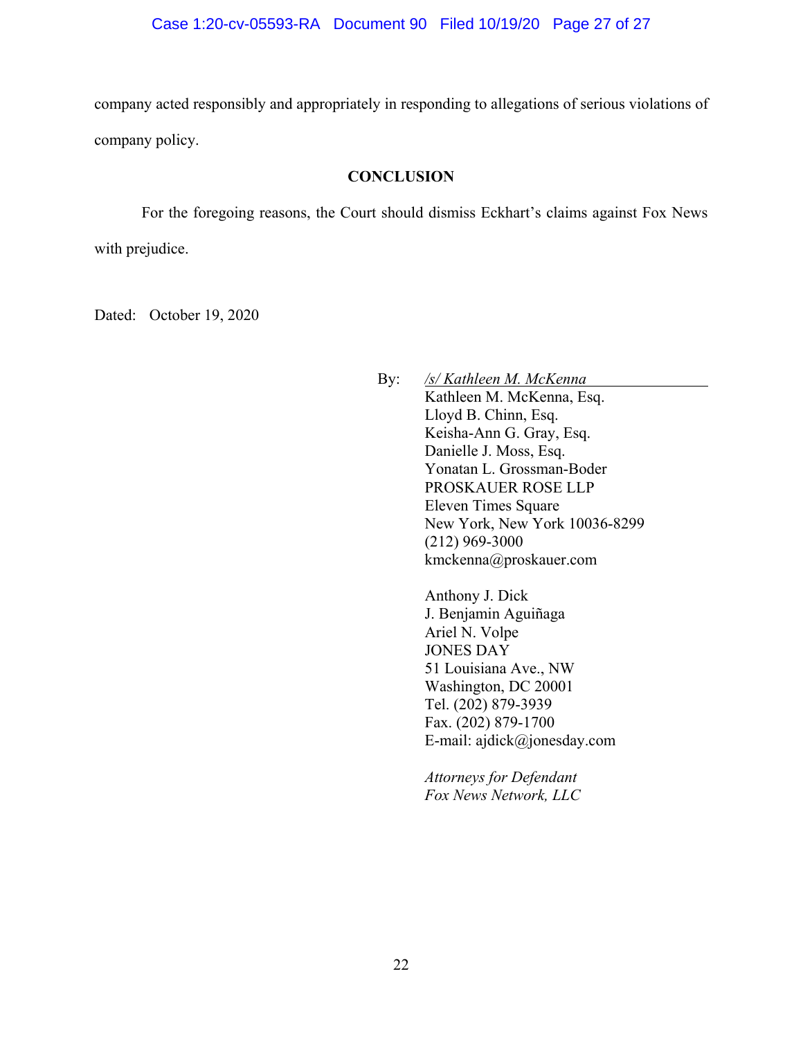company acted responsibly and appropriately in responding to allegations of serious violations of company policy.

## CONCLUSION

For the foregoing reasons, the Court should dismiss Eckhart's claims against Fox News with prejudice.

Dated: October 19, 2020

By: */s/ Kathleen M. McKenna*
Kathleen M. McKenna, Esq.
Lloyd B. Chinn, Esq.
Keisha-Ann G. Gray, Esq.
Danielle J. Moss, Esq.
Yonatan L. Grossman-Boder
PROSKAUER ROSE LLP
Eleven Times Square
New York, New York 10036-8299
(212) 969-3000
kmckenna@proskauer.com

Anthony J. Dick
J. Benjamin Aguiñaga
Ariel N. Volpe
JONES DAY
51 Louisiana Ave., NW
Washington, DC 20001
Tel. (202) 879-3939
Fax. (202) 879-1700
E-mail: ajdick@jonesday.com

*Attorneys for Defendant*
*Fox News Network, LLC*